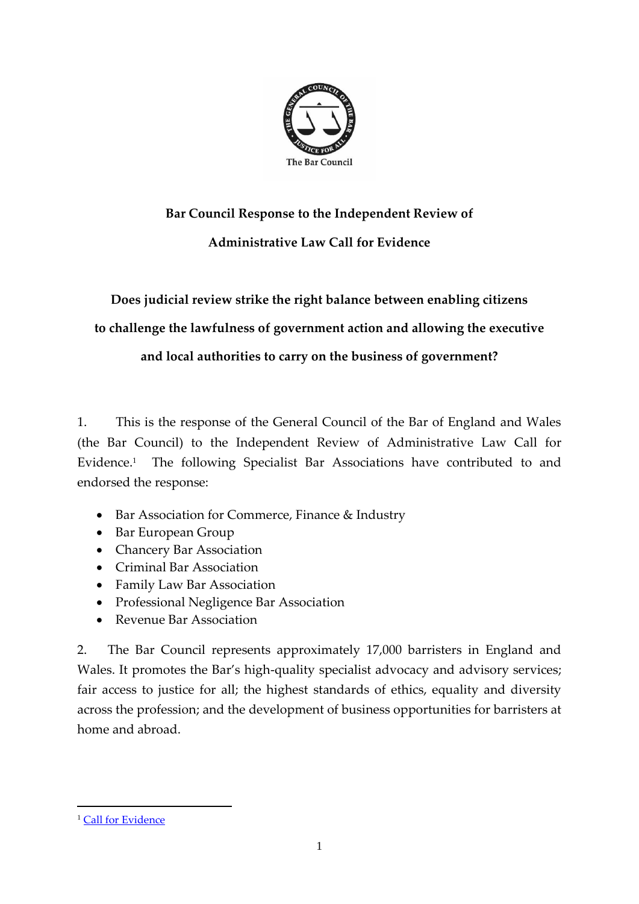**Bar Council Response to the Independent Review of Administrative Law Call for Evidence**

**Does judicial review strike the right balance between enabling citizens to challenge the lawfulness of government action and allowing the executive and local authorities to carry on the business of government?**

1. This is the response of the General Council of the Bar of England and Wales (the Bar Council) to the Independent Review of Administrative Law Call for Evidence.[1] The following Specialist Bar Associations have contributed to and endorsed the response:

- Bar Association for Commerce, Finance & Industry
- Bar European Group
- Chancery Bar Association
- Criminal Bar Association
- Family Law Bar Association
- Professional Negligence Bar Association
- Revenue Bar Association

2. The Bar Council represents approximately 17,000 barristers in England and Wales. It promotes the Bar's high-quality specialist advocacy and advisory services; fair access to justice for all; the highest standards of ethics, equality and diversity across the profession; and the development of business opportunities for barristers at home and abroad.

[1] Call for Evidence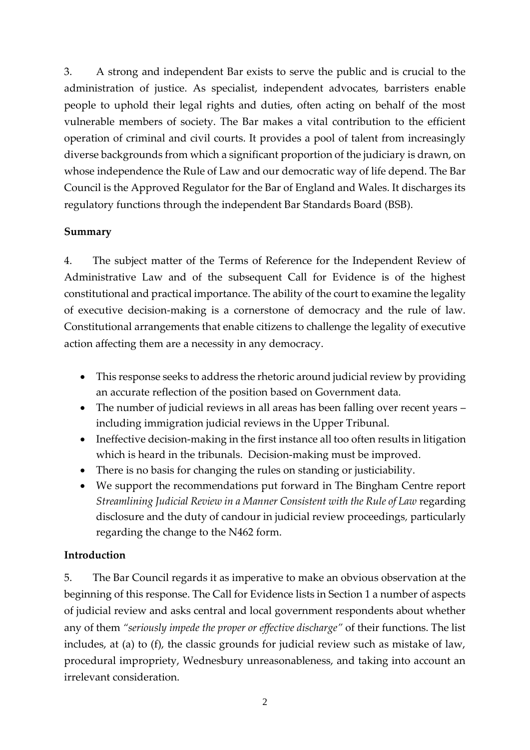3. A strong and independent Bar exists to serve the public and is crucial to the administration of justice. As specialist, independent advocates, barristers enable people to uphold their legal rights and duties, often acting on behalf of the most vulnerable members of society. The Bar makes a vital contribution to the efficient operation of criminal and civil courts. It provides a pool of talent from increasingly diverse backgrounds from which a significant proportion of the judiciary is drawn, on whose independence the Rule of Law and our democratic way of life depend. The Bar Council is the Approved Regulator for the Bar of England and Wales. It discharges its regulatory functions through the independent Bar Standards Board (BSB).

**Summary**

4. The subject matter of the Terms of Reference for the Independent Review of Administrative Law and of the subsequent Call for Evidence is of the highest constitutional and practical importance. The ability of the court to examine the legality of executive decision-making is a cornerstone of democracy and the rule of law. Constitutional arrangements that enable citizens to challenge the legality of executive action affecting them are a necessity in any democracy.

- This response seeks to address the rhetoric around judicial review by providing an accurate reflection of the position based on Government data.
- The number of judicial reviews in all areas has been falling over recent years – including immigration judicial reviews in the Upper Tribunal.
- Ineffective decision-making in the first instance all too often results in litigation which is heard in the tribunals. Decision-making must be improved.
- There is no basis for changing the rules on standing or justiciability.
- We support the recommendations put forward in The Bingham Centre report *Streamlining Judicial Review in a Manner Consistent with the Rule of Law* regarding disclosure and the duty of candour in judicial review proceedings, particularly regarding the change to the N462 form.

**Introduction**

5. The Bar Council regards it as imperative to make an obvious observation at the beginning of this response. The Call for Evidence lists in Section 1 a number of aspects of judicial review and asks central and local government respondents about whether any of them *"seriously impede the proper or effective discharge"* of their functions. The list includes, at (a) to (f), the classic grounds for judicial review such as mistake of law, procedural impropriety, Wednesbury unreasonableness, and taking into account an irrelevant consideration.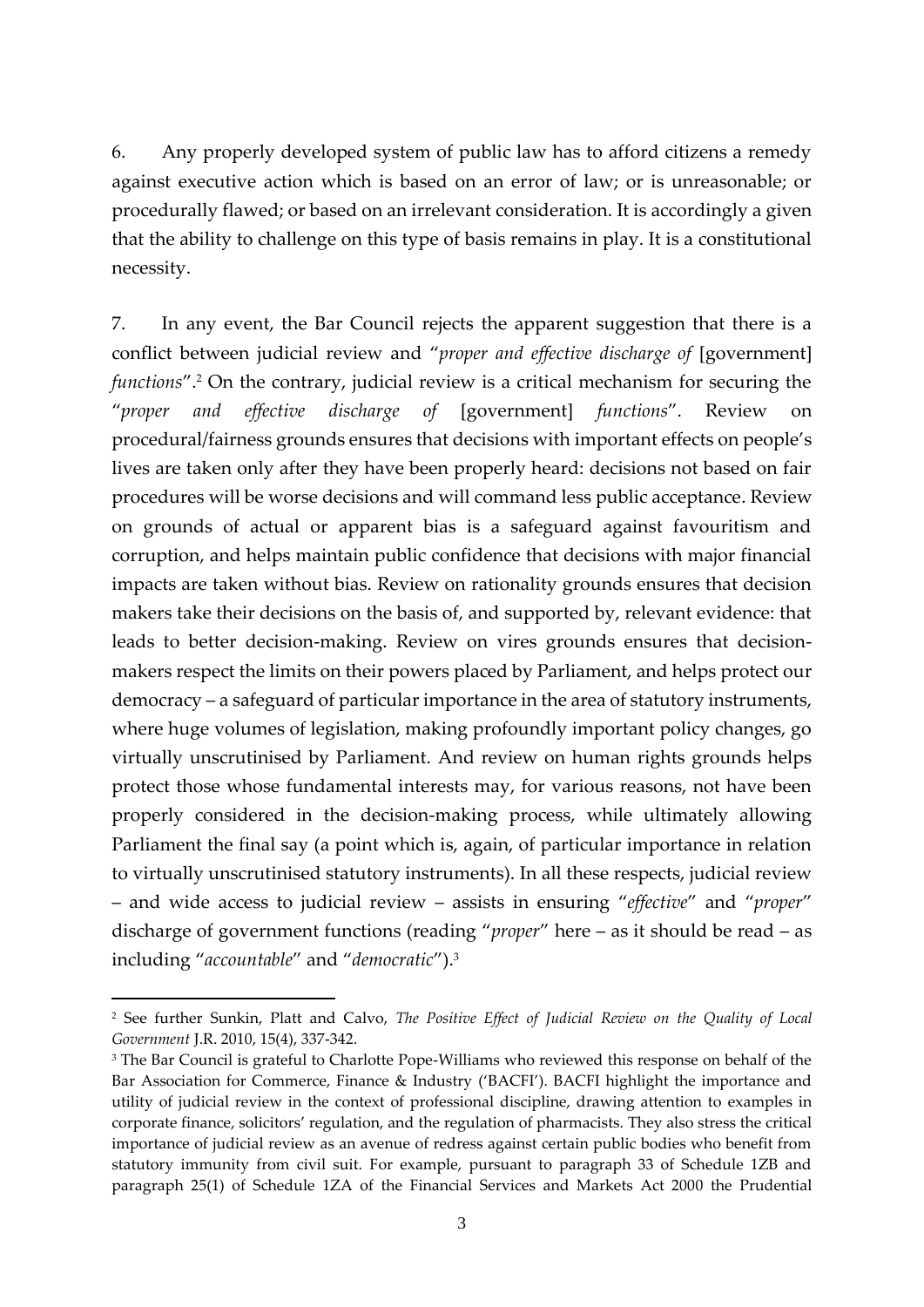6. Any properly developed system of public law has to afford citizens a remedy against executive action which is based on an error of law; or is unreasonable; or procedurally flawed; or based on an irrelevant consideration. It is accordingly a given that the ability to challenge on this type of basis remains in play. It is a constitutional necessity.

7. In any event, the Bar Council rejects the apparent suggestion that there is a conflict between judicial review and "*proper and effective discharge of* [government] *functions*".[2] On the contrary, judicial review is a critical mechanism for securing the "*proper and effective discharge of* [government] *functions*". Review on procedural/fairness grounds ensures that decisions with important effects on people's lives are taken only after they have been properly heard: decisions not based on fair procedures will be worse decisions and will command less public acceptance. Review on grounds of actual or apparent bias is a safeguard against favouritism and corruption, and helps maintain public confidence that decisions with major financial impacts are taken without bias. Review on rationality grounds ensures that decision makers take their decisions on the basis of, and supported by, relevant evidence: that leads to better decision-making. Review on vires grounds ensures that decision-makers respect the limits on their powers placed by Parliament, and helps protect our democracy – a safeguard of particular importance in the area of statutory instruments, where huge volumes of legislation, making profoundly important policy changes, go virtually unscrutinised by Parliament. And review on human rights grounds helps protect those whose fundamental interests may, for various reasons, not have been properly considered in the decision-making process, while ultimately allowing Parliament the final say (a point which is, again, of particular importance in relation to virtually unscrutinised statutory instruments). In all these respects, judicial review – and wide access to judicial review – assists in ensuring "*effective*" and "*proper*" discharge of government functions (reading "*proper*" here – as it should be read – as including "*accountable*" and "*democratic*").[3]

---

[2] See further Sunkin, Platt and Calvo, *The Positive Effect of Judicial Review on the Quality of Local Government* J.R. 2010, 15(4), 337-342.

[3] The Bar Council is grateful to Charlotte Pope-Williams who reviewed this response on behalf of the Bar Association for Commerce, Finance & Industry ('BACFI'). BACFI highlight the importance and utility of judicial review in the context of professional discipline, drawing attention to examples in corporate finance, solicitors' regulation, and the regulation of pharmacists. They also stress the critical importance of judicial review as an avenue of redress against certain public bodies who benefit from statutory immunity from civil suit. For example, pursuant to paragraph 33 of Schedule 1ZB and paragraph 25(1) of Schedule 1ZA of the Financial Services and Markets Act 2000 the Prudential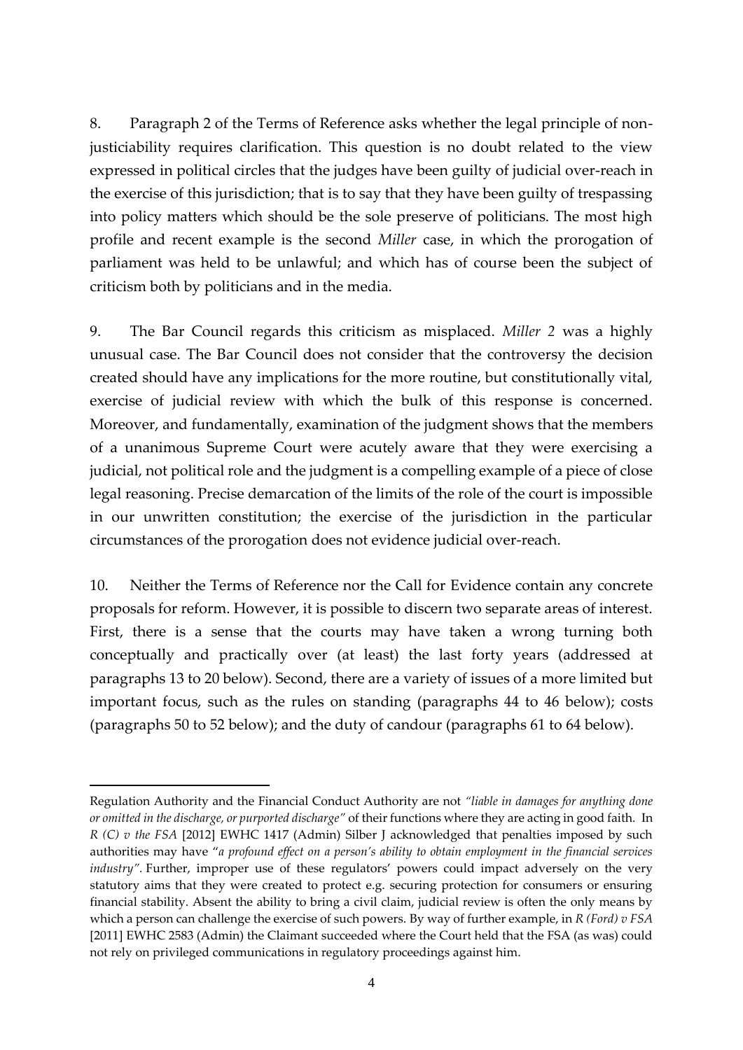8. Paragraph 2 of the Terms of Reference asks whether the legal principle of non-justiciability requires clarification. This question is no doubt related to the view expressed in political circles that the judges have been guilty of judicial over-reach in the exercise of this jurisdiction; that is to say that they have been guilty of trespassing into policy matters which should be the sole preserve of politicians. The most high profile and recent example is the second *Miller* case, in which the prorogation of parliament was held to be unlawful; and which has of course been the subject of criticism both by politicians and in the media.

9. The Bar Council regards this criticism as misplaced. *Miller 2* was a highly unusual case. The Bar Council does not consider that the controversy the decision created should have any implications for the more routine, but constitutionally vital, exercise of judicial review with which the bulk of this response is concerned. Moreover, and fundamentally, examination of the judgment shows that the members of a unanimous Supreme Court were acutely aware that they were exercising a judicial, not political role and the judgment is a compelling example of a piece of close legal reasoning. Precise demarcation of the limits of the role of the court is impossible in our unwritten constitution; the exercise of the jurisdiction in the particular circumstances of the prorogation does not evidence judicial over-reach.

10. Neither the Terms of Reference nor the Call for Evidence contain any concrete proposals for reform. However, it is possible to discern two separate areas of interest. First, there is a sense that the courts may have taken a wrong turning both conceptually and practically over (at least) the last forty years (addressed at paragraphs 13 to 20 below). Second, there are a variety of issues of a more limited but important focus, such as the rules on standing (paragraphs 44 to 46 below); costs (paragraphs 50 to 52 below); and the duty of candour (paragraphs 61 to 64 below).

---

Regulation Authority and the Financial Conduct Authority are not *"liable in damages for anything done or omitted in the discharge, or purported discharge"* of their functions where they are acting in good faith. In *R (C) v the FSA* [2012] EWHC 1417 (Admin) Silber J acknowledged that penalties imposed by such authorities may have "*a profound effect on a person's ability to obtain employment in the financial services industry"*. Further, improper use of these regulators' powers could impact adversely on the very statutory aims that they were created to protect e.g. securing protection for consumers or ensuring financial stability. Absent the ability to bring a civil claim, judicial review is often the only means by which a person can challenge the exercise of such powers. By way of further example, in *R (Ford) v FSA* [2011] EWHC 2583 (Admin) the Claimant succeeded where the Court held that the FSA (as was) could not rely on privileged communications in regulatory proceedings against him.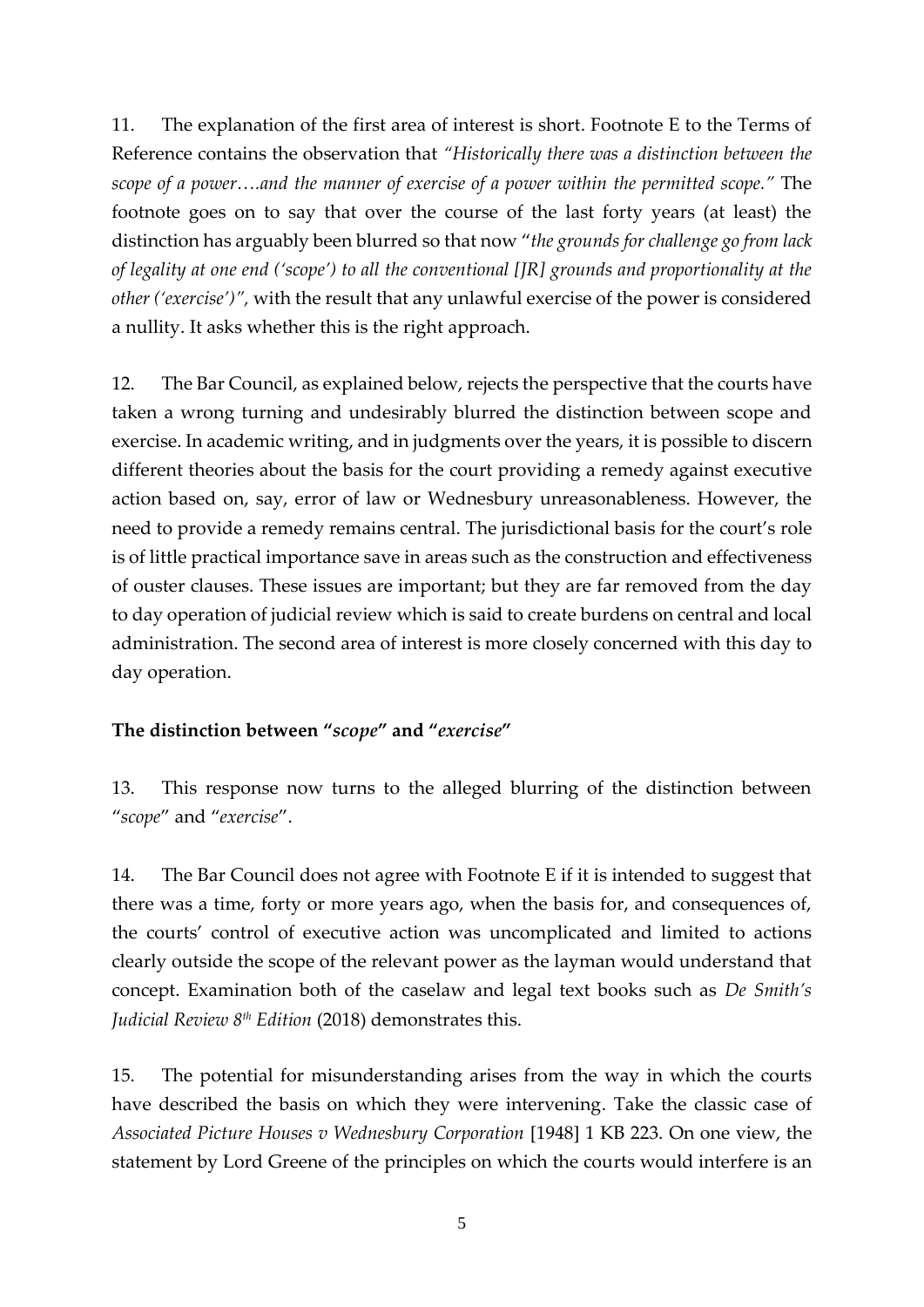11. The explanation of the first area of interest is short. Footnote E to the Terms of Reference contains the observation that *"Historically there was a distinction between the scope of a power….and the manner of exercise of a power within the permitted scope."* The footnote goes on to say that over the course of the last forty years (at least) the distinction has arguably been blurred so that now "*the grounds for challenge go from lack of legality at one end ('scope') to all the conventional [JR] grounds and proportionality at the other ('exercise')"*, with the result that any unlawful exercise of the power is considered a nullity. It asks whether this is the right approach.

12. The Bar Council, as explained below, rejects the perspective that the courts have taken a wrong turning and undesirably blurred the distinction between scope and exercise. In academic writing, and in judgments over the years, it is possible to discern different theories about the basis for the court providing a remedy against executive action based on, say, error of law or Wednesbury unreasonableness. However, the need to provide a remedy remains central. The jurisdictional basis for the court's role is of little practical importance save in areas such as the construction and effectiveness of ouster clauses. These issues are important; but they are far removed from the day to day operation of judicial review which is said to create burdens on central and local administration. The second area of interest is more closely concerned with this day to day operation.

**The distinction between "*scope*" and "*exercise*"**

13. This response now turns to the alleged blurring of the distinction between "*scope*" and "*exercise*".

14. The Bar Council does not agree with Footnote E if it is intended to suggest that there was a time, forty or more years ago, when the basis for, and consequences of, the courts' control of executive action was uncomplicated and limited to actions clearly outside the scope of the relevant power as the layman would understand that concept. Examination both of the caselaw and legal text books such as *De Smith's Judicial Review 8th Edition* (2018) demonstrates this.

15. The potential for misunderstanding arises from the way in which the courts have described the basis on which they were intervening. Take the classic case of *Associated Picture Houses v Wednesbury Corporation* [1948] 1 KB 223. On one view, the statement by Lord Greene of the principles on which the courts would interfere is an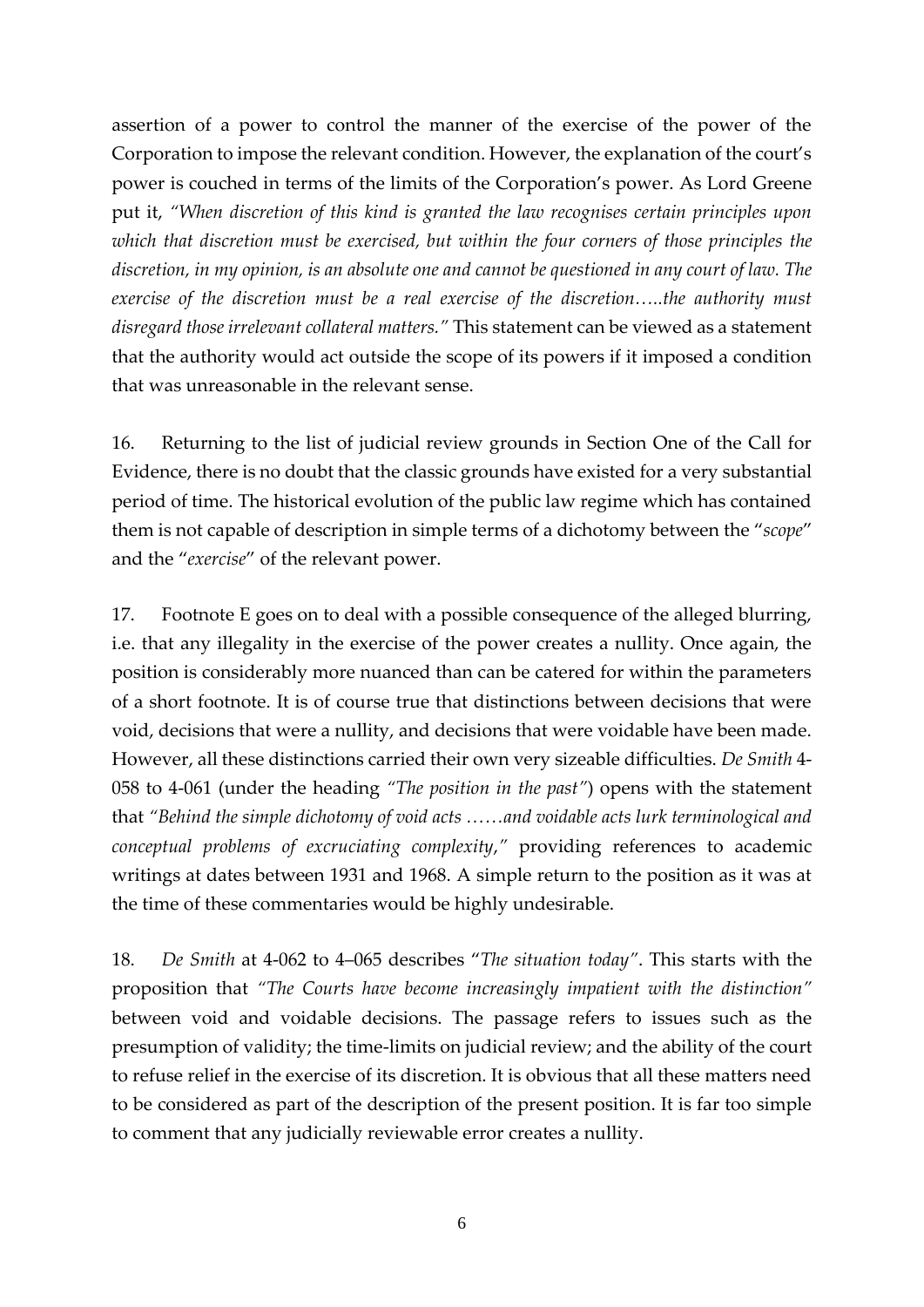assertion of a power to control the manner of the exercise of the power of the Corporation to impose the relevant condition. However, the explanation of the court's power is couched in terms of the limits of the Corporation's power. As Lord Greene put it, *"When discretion of this kind is granted the law recognises certain principles upon which that discretion must be exercised, but within the four corners of those principles the discretion, in my opinion, is an absolute one and cannot be questioned in any court of law. The exercise of the discretion must be a real exercise of the discretion…..the authority must disregard those irrelevant collateral matters."* This statement can be viewed as a statement that the authority would act outside the scope of its powers if it imposed a condition that was unreasonable in the relevant sense.

16. Returning to the list of judicial review grounds in Section One of the Call for Evidence, there is no doubt that the classic grounds have existed for a very substantial period of time. The historical evolution of the public law regime which has contained them is not capable of description in simple terms of a dichotomy between the "*scope*" and the "*exercise*" of the relevant power.

17. Footnote E goes on to deal with a possible consequence of the alleged blurring, i.e. that any illegality in the exercise of the power creates a nullity. Once again, the position is considerably more nuanced than can be catered for within the parameters of a short footnote. It is of course true that distinctions between decisions that were void, decisions that were a nullity, and decisions that were voidable have been made. However, all these distinctions carried their own very sizeable difficulties. *De Smith* 4-058 to 4-061 (under the heading *"The position in the past"*) opens with the statement that *"Behind the simple dichotomy of void acts ……and voidable acts lurk terminological and conceptual problems of excruciating complexity,"* providing references to academic writings at dates between 1931 and 1968. A simple return to the position as it was at the time of these commentaries would be highly undesirable.

18. *De Smith* at 4-062 to 4–065 describes "*The situation today"*. This starts with the proposition that *"The Courts have become increasingly impatient with the distinction"* between void and voidable decisions. The passage refers to issues such as the presumption of validity; the time-limits on judicial review; and the ability of the court to refuse relief in the exercise of its discretion. It is obvious that all these matters need to be considered as part of the description of the present position. It is far too simple to comment that any judicially reviewable error creates a nullity.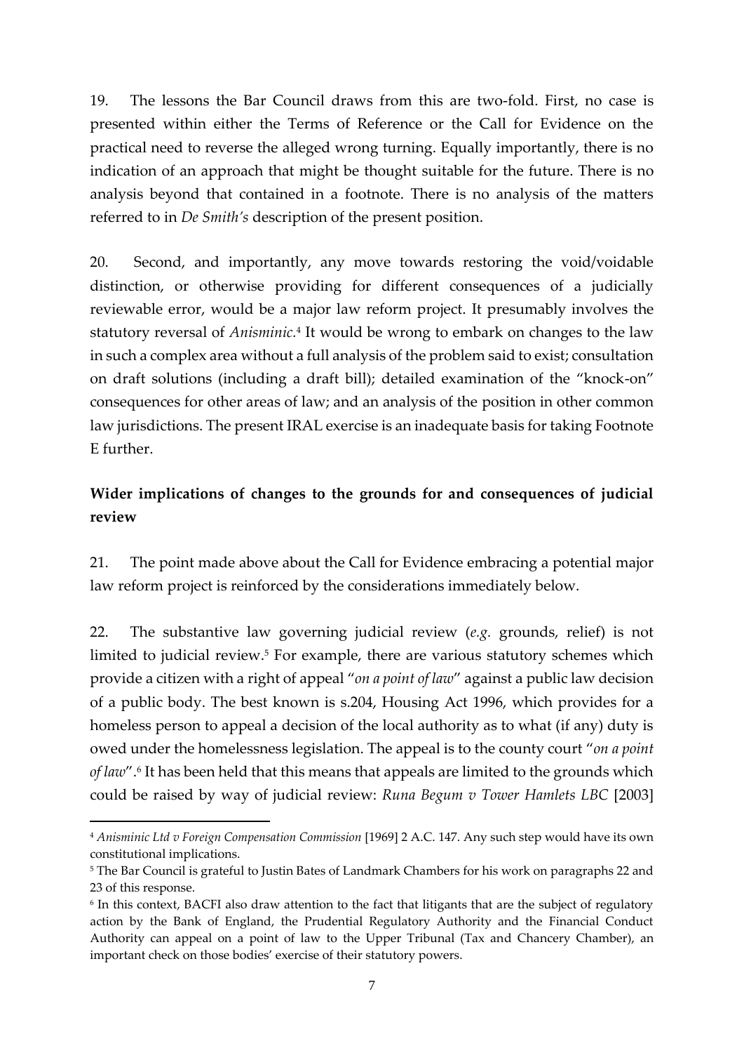19. The lessons the Bar Council draws from this are two-fold. First, no case is presented within either the Terms of Reference or the Call for Evidence on the practical need to reverse the alleged wrong turning. Equally importantly, there is no indication of an approach that might be thought suitable for the future. There is no analysis beyond that contained in a footnote. There is no analysis of the matters referred to in *De Smith's* description of the present position.

20. Second, and importantly, any move towards restoring the void/voidable distinction, or otherwise providing for different consequences of a judicially reviewable error, would be a major law reform project. It presumably involves the statutory reversal of *Anisminic.*[4] It would be wrong to embark on changes to the law in such a complex area without a full analysis of the problem said to exist; consultation on draft solutions (including a draft bill); detailed examination of the "knock-on" consequences for other areas of law; and an analysis of the position in other common law jurisdictions. The present IRAL exercise is an inadequate basis for taking Footnote E further.

**Wider implications of changes to the grounds for and consequences of judicial review**

21. The point made above about the Call for Evidence embracing a potential major law reform project is reinforced by the considerations immediately below.

22. The substantive law governing judicial review (*e.g.* grounds, relief) is not limited to judicial review.[5] For example, there are various statutory schemes which provide a citizen with a right of appeal "*on a point of law*" against a public law decision of a public body. The best known is s.204, Housing Act 1996, which provides for a homeless person to appeal a decision of the local authority as to what (if any) duty is owed under the homelessness legislation. The appeal is to the county court "*on a point of law*".[6] It has been held that this means that appeals are limited to the grounds which could be raised by way of judicial review: *Runa Begum v Tower Hamlets LBC* [2003]

---

[4] *Anisminic Ltd v Foreign Compensation Commission* [1969] 2 A.C. 147. Any such step would have its own constitutional implications.

[5] The Bar Council is grateful to Justin Bates of Landmark Chambers for his work on paragraphs 22 and 23 of this response.

[6] In this context, BACFI also draw attention to the fact that litigants that are the subject of regulatory action by the Bank of England, the Prudential Regulatory Authority and the Financial Conduct Authority can appeal on a point of law to the Upper Tribunal (Tax and Chancery Chamber), an important check on those bodies' exercise of their statutory powers.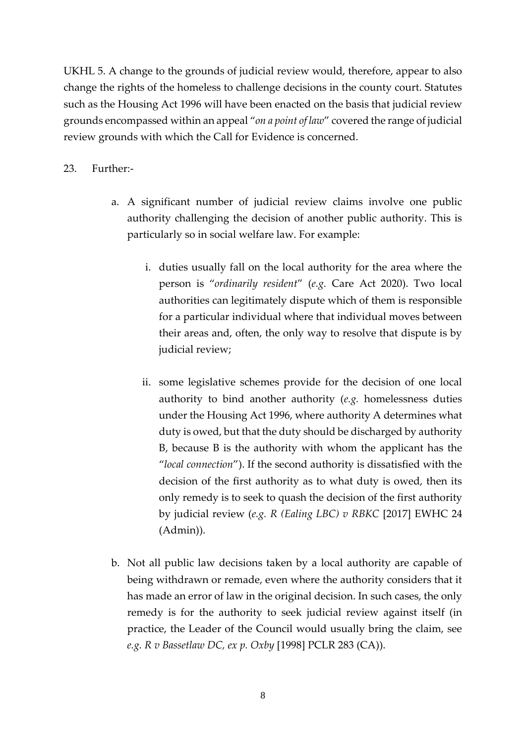UKHL 5. A change to the grounds of judicial review would, therefore, appear to also change the rights of the homeless to challenge decisions in the county court. Statutes such as the Housing Act 1996 will have been enacted on the basis that judicial review grounds encompassed within an appeal "*on a point of law*" covered the range of judicial review grounds with which the Call for Evidence is concerned.

23. Further:-

   a. A significant number of judicial review claims involve one public authority challenging the decision of another public authority. This is particularly so in social welfare law. For example:

      i. duties usually fall on the local authority for the area where the person is "*ordinarily resident*" (*e.g.* Care Act 2020). Two local authorities can legitimately dispute which of them is responsible for a particular individual where that individual moves between their areas and, often, the only way to resolve that dispute is by judicial review;

      ii. some legislative schemes provide for the decision of one local authority to bind another authority (*e.g.* homelessness duties under the Housing Act 1996, where authority A determines what duty is owed, but that the duty should be discharged by authority B, because B is the authority with whom the applicant has the "*local connection*"). If the second authority is dissatisfied with the decision of the first authority as to what duty is owed, then its only remedy is to seek to quash the decision of the first authority by judicial review (*e.g. R (Ealing LBC) v RBKC* [2017] EWHC 24 (Admin)).

   b. Not all public law decisions taken by a local authority are capable of being withdrawn or remade, even where the authority considers that it has made an error of law in the original decision. In such cases, the only remedy is for the authority to seek judicial review against itself (in practice, the Leader of the Council would usually bring the claim, see *e.g. R v Bassetlaw DC, ex p. Oxby* [1998] PCLR 283 (CA)).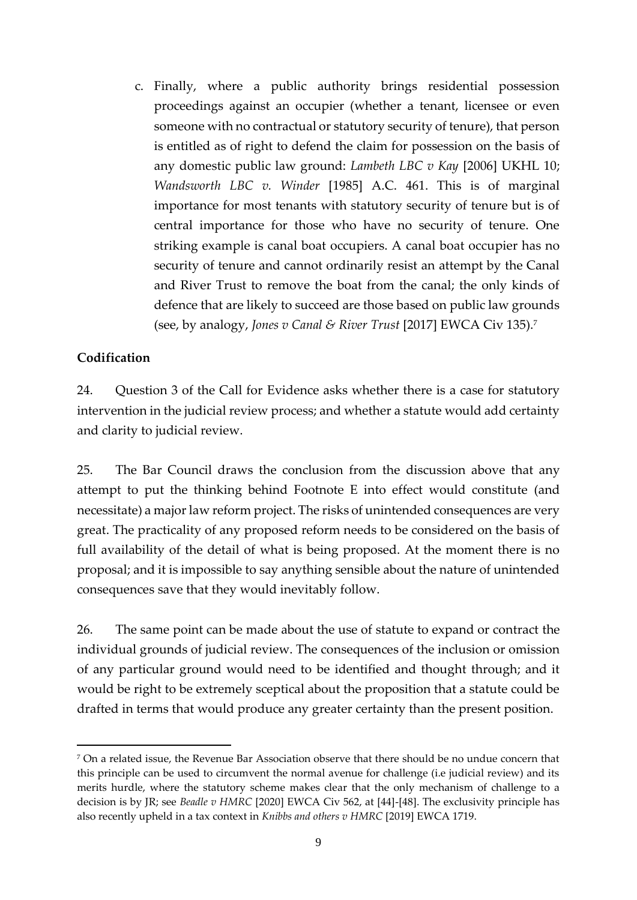c. Finally, where a public authority brings residential possession proceedings against an occupier (whether a tenant, licensee or even someone with no contractual or statutory security of tenure), that person is entitled as of right to defend the claim for possession on the basis of any domestic public law ground: *Lambeth LBC v Kay* [2006] UKHL 10; *Wandsworth LBC v. Winder* [1985] A.C. 461. This is of marginal importance for most tenants with statutory security of tenure but is of central importance for those who have no security of tenure. One striking example is canal boat occupiers. A canal boat occupier has no security of tenure and cannot ordinarily resist an attempt by the Canal and River Trust to remove the boat from the canal; the only kinds of defence that are likely to succeed are those based on public law grounds (see, by analogy, *Jones v Canal & River Trust* [2017] EWCA Civ 135).[7]

**Codification**

24. Question 3 of the Call for Evidence asks whether there is a case for statutory intervention in the judicial review process; and whether a statute would add certainty and clarity to judicial review.

25. The Bar Council draws the conclusion from the discussion above that any attempt to put the thinking behind Footnote E into effect would constitute (and necessitate) a major law reform project. The risks of unintended consequences are very great. The practicality of any proposed reform needs to be considered on the basis of full availability of the detail of what is being proposed. At the moment there is no proposal; and it is impossible to say anything sensible about the nature of unintended consequences save that they would inevitably follow.

26. The same point can be made about the use of statute to expand or contract the individual grounds of judicial review. The consequences of the inclusion or omission of any particular ground would need to be identified and thought through; and it would be right to be extremely sceptical about the proposition that a statute could be drafted in terms that would produce any greater certainty than the present position.

[7] On a related issue, the Revenue Bar Association observe that there should be no undue concern that this principle can be used to circumvent the normal avenue for challenge (i.e judicial review) and its merits hurdle, where the statutory scheme makes clear that the only mechanism of challenge to a decision is by JR; see *Beadle v HMRC* [2020] EWCA Civ 562, at [44]-[48]. The exclusivity principle has also recently upheld in a tax context in *Knibbs and others v HMRC* [2019] EWCA 1719.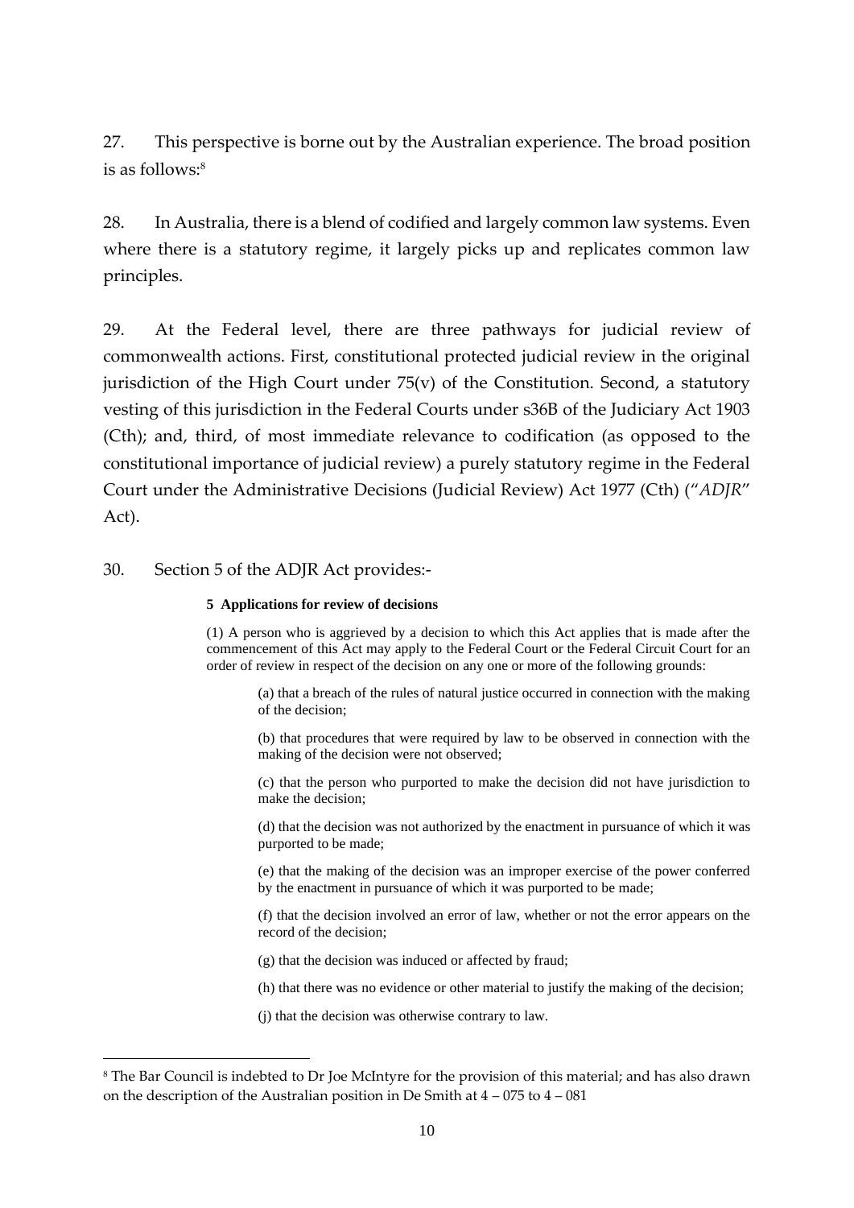27. This perspective is borne out by the Australian experience. The broad position is as follows:[8]

28. In Australia, there is a blend of codified and largely common law systems. Even where there is a statutory regime, it largely picks up and replicates common law principles.

29. At the Federal level, there are three pathways for judicial review of commonwealth actions. First, constitutional protected judicial review in the original jurisdiction of the High Court under 75(v) of the Constitution. Second, a statutory vesting of this jurisdiction in the Federal Courts under s36B of the Judiciary Act 1903 (Cth); and, third, of most immediate relevance to codification (as opposed to the constitutional importance of judicial review) a purely statutory regime in the Federal Court under the Administrative Decisions (Judicial Review) Act 1977 (Cth) ("*ADJR*" Act).

30. Section 5 of the ADJR Act provides:-

> **5 Applications for review of decisions**
>
> (1) A person who is aggrieved by a decision to which this Act applies that is made after the commencement of this Act may apply to the Federal Court or the Federal Circuit Court for an order of review in respect of the decision on any one or more of the following grounds:
>
> (a) that a breach of the rules of natural justice occurred in connection with the making of the decision;
>
> (b) that procedures that were required by law to be observed in connection with the making of the decision were not observed;
>
> (c) that the person who purported to make the decision did not have jurisdiction to make the decision;
>
> (d) that the decision was not authorized by the enactment in pursuance of which it was purported to be made;
>
> (e) that the making of the decision was an improper exercise of the power conferred by the enactment in pursuance of which it was purported to be made;
>
> (f) that the decision involved an error of law, whether or not the error appears on the record of the decision;
>
> (g) that the decision was induced or affected by fraud;
>
> (h) that there was no evidence or other material to justify the making of the decision;
>
> (j) that the decision was otherwise contrary to law.

---

[8] The Bar Council is indebted to Dr Joe McIntyre for the provision of this material; and has also drawn on the description of the Australian position in De Smith at 4 – 075 to 4 – 081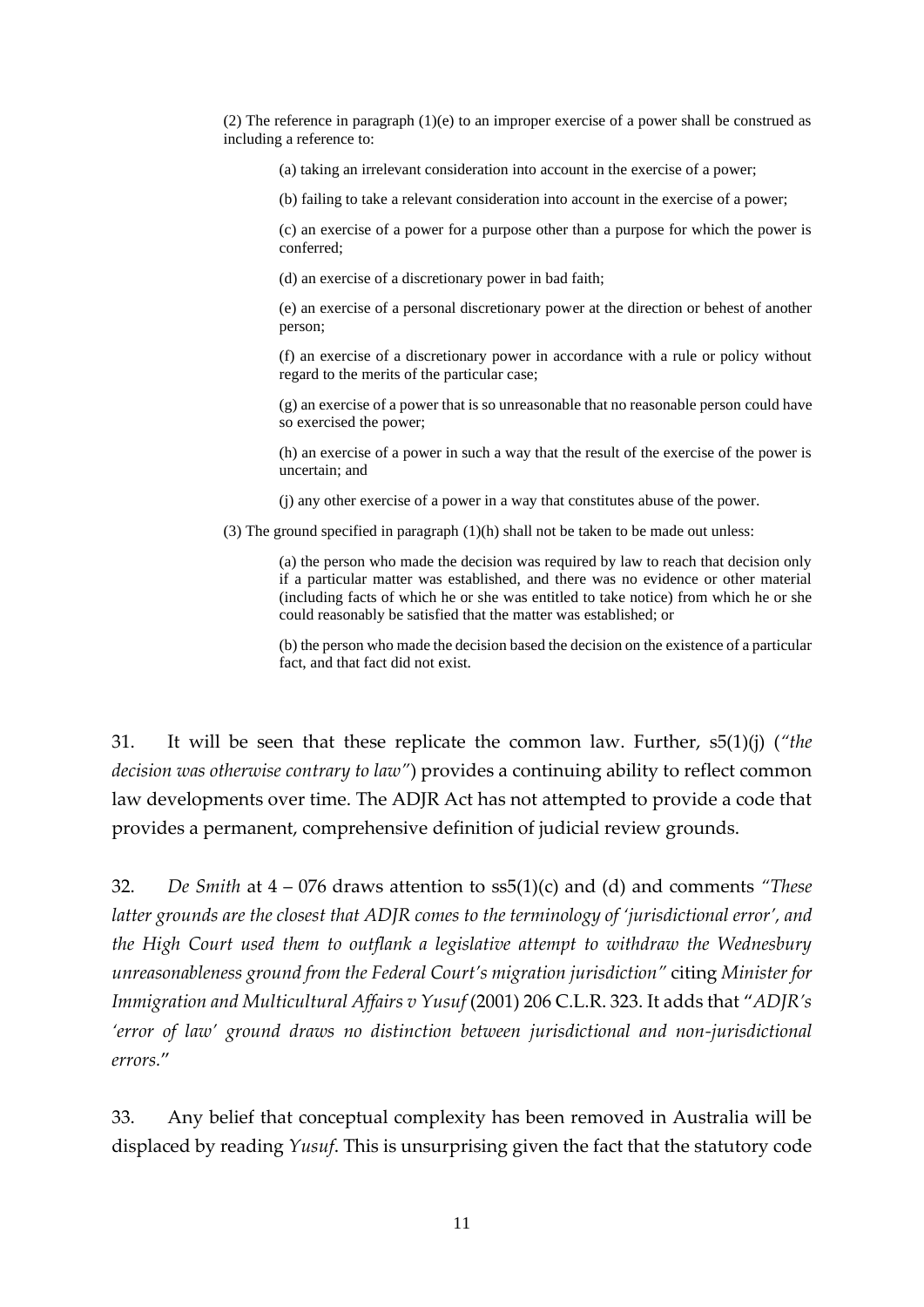> (2) The reference in paragraph (1)(e) to an improper exercise of a power shall be construed as including a reference to:
>
> > (a) taking an irrelevant consideration into account in the exercise of a power;
> >
> > (b) failing to take a relevant consideration into account in the exercise of a power;
> >
> > (c) an exercise of a power for a purpose other than a purpose for which the power is conferred;
> >
> > (d) an exercise of a discretionary power in bad faith;
> >
> > (e) an exercise of a personal discretionary power at the direction or behest of another person;
> >
> > (f) an exercise of a discretionary power in accordance with a rule or policy without regard to the merits of the particular case;
> >
> > (g) an exercise of a power that is so unreasonable that no reasonable person could have so exercised the power;
> >
> > (h) an exercise of a power in such a way that the result of the exercise of the power is uncertain; and
> >
> > (j) any other exercise of a power in a way that constitutes abuse of the power.
>
> (3) The ground specified in paragraph (1)(h) shall not be taken to be made out unless:
>
> > (a) the person who made the decision was required by law to reach that decision only if a particular matter was established, and there was no evidence or other material (including facts of which he or she was entitled to take notice) from which he or she could reasonably be satisfied that the matter was established; or
> >
> > (b) the person who made the decision based the decision on the existence of a particular fact, and that fact did not exist.

31. It will be seen that these replicate the common law. Further, s5(1)(j) (*"the decision was otherwise contrary to law"*) provides a continuing ability to reflect common law developments over time. The ADJR Act has not attempted to provide a code that provides a permanent, comprehensive definition of judicial review grounds.

32. *De Smith* at 4 – 076 draws attention to ss5(1)(c) and (d) and comments *"These latter grounds are the closest that ADJR comes to the terminology of 'jurisdictional error', and the High Court used them to outflank a legislative attempt to withdraw the Wednesbury unreasonableness ground from the Federal Court's migration jurisdiction"* citing *Minister for Immigration and Multicultural Affairs v Yusuf* (2001) 206 C.L.R. 323. It adds that "*ADJR's 'error of law' ground draws no distinction between jurisdictional and non-jurisdictional errors.*"

33. Any belief that conceptual complexity has been removed in Australia will be displaced by reading *Yusuf*. This is unsurprising given the fact that the statutory code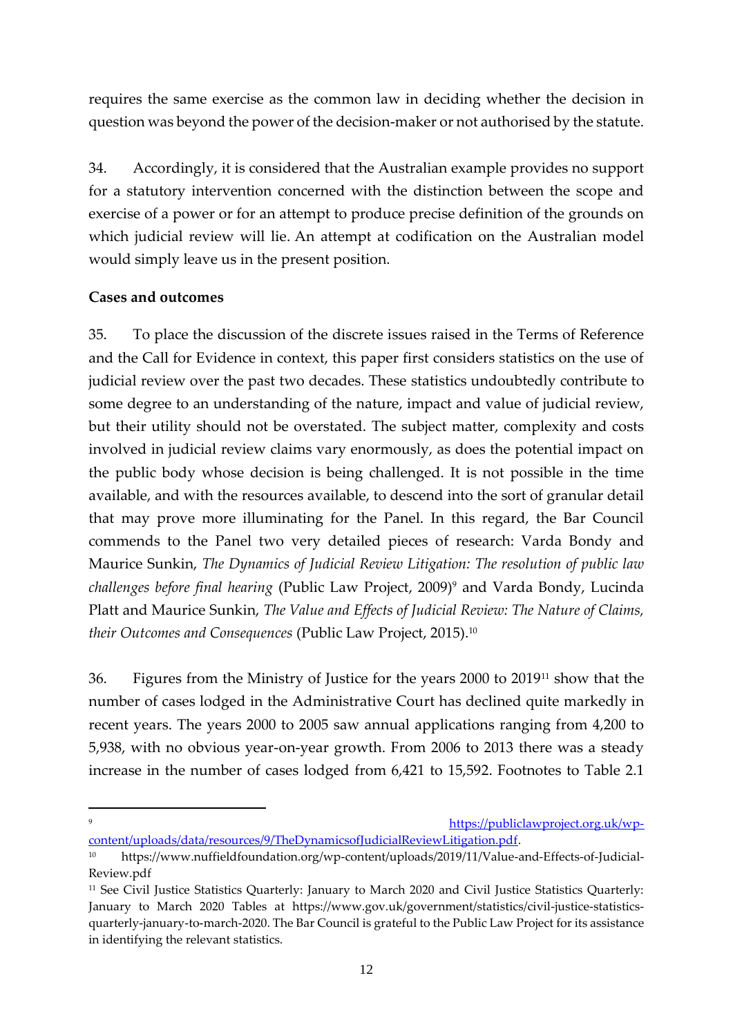requires the same exercise as the common law in deciding whether the decision in question was beyond the power of the decision-maker or not authorised by the statute.

34. Accordingly, it is considered that the Australian example provides no support for a statutory intervention concerned with the distinction between the scope and exercise of a power or for an attempt to produce precise definition of the grounds on which judicial review will lie. An attempt at codification on the Australian model would simply leave us in the present position.

**Cases and outcomes**

35. To place the discussion of the discrete issues raised in the Terms of Reference and the Call for Evidence in context, this paper first considers statistics on the use of judicial review over the past two decades. These statistics undoubtedly contribute to some degree to an understanding of the nature, impact and value of judicial review, but their utility should not be overstated. The subject matter, complexity and costs involved in judicial review claims vary enormously, as does the potential impact on the public body whose decision is being challenged. It is not possible in the time available, and with the resources available, to descend into the sort of granular detail that may prove more illuminating for the Panel. In this regard, the Bar Council commends to the Panel two very detailed pieces of research: Varda Bondy and Maurice Sunkin, *The Dynamics of Judicial Review Litigation: The resolution of public law challenges before final hearing* (Public Law Project, 2009)[9] and Varda Bondy, Lucinda Platt and Maurice Sunkin, *The Value and Effects of Judicial Review: The Nature of Claims, their Outcomes and Consequences* (Public Law Project, 2015).[10]

36. Figures from the Ministry of Justice for the years 2000 to 2019[11] show that the number of cases lodged in the Administrative Court has declined quite markedly in recent years. The years 2000 to 2005 saw annual applications ranging from 4,200 to 5,938, with no obvious year-on-year growth. From 2006 to 2013 there was a steady increase in the number of cases lodged from 6,421 to 15,592. Footnotes to Table 2.1

---

[9] https://publiclawproject.org.uk/wp-content/uploads/data/resources/9/TheDynamicsofJudicialReviewLitigation.pdf.

[10] https://www.nuffieldfoundation.org/wp-content/uploads/2019/11/Value-and-Effects-of-Judicial-Review.pdf

[11] See Civil Justice Statistics Quarterly: January to March 2020 and Civil Justice Statistics Quarterly: January to March 2020 Tables at https://www.gov.uk/government/statistics/civil-justice-statistics-quarterly-january-to-march-2020. The Bar Council is grateful to the Public Law Project for its assistance in identifying the relevant statistics.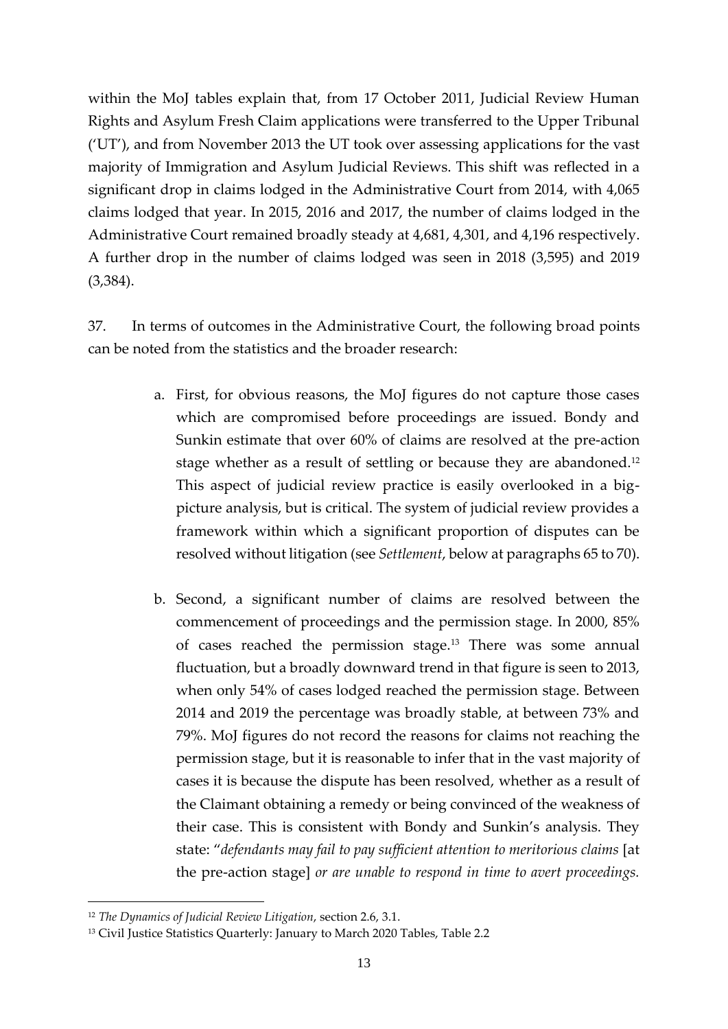within the MoJ tables explain that, from 17 October 2011, Judicial Review Human Rights and Asylum Fresh Claim applications were transferred to the Upper Tribunal ('UT'), and from November 2013 the UT took over assessing applications for the vast majority of Immigration and Asylum Judicial Reviews. This shift was reflected in a significant drop in claims lodged in the Administrative Court from 2014, with 4,065 claims lodged that year. In 2015, 2016 and 2017, the number of claims lodged in the Administrative Court remained broadly steady at 4,681, 4,301, and 4,196 respectively. A further drop in the number of claims lodged was seen in 2018 (3,595) and 2019 (3,384).

37. In terms of outcomes in the Administrative Court, the following broad points can be noted from the statistics and the broader research:

a. First, for obvious reasons, the MoJ figures do not capture those cases which are compromised before proceedings are issued. Bondy and Sunkin estimate that over 60% of claims are resolved at the pre-action stage whether as a result of settling or because they are abandoned.[12] This aspect of judicial review practice is easily overlooked in a big-picture analysis, but is critical. The system of judicial review provides a framework within which a significant proportion of disputes can be resolved without litigation (see *Settlement*, below at paragraphs 65 to 70).

b. Second, a significant number of claims are resolved between the commencement of proceedings and the permission stage. In 2000, 85% of cases reached the permission stage.[13] There was some annual fluctuation, but a broadly downward trend in that figure is seen to 2013, when only 54% of cases lodged reached the permission stage. Between 2014 and 2019 the percentage was broadly stable, at between 73% and 79%. MoJ figures do not record the reasons for claims not reaching the permission stage, but it is reasonable to infer that in the vast majority of cases it is because the dispute has been resolved, whether as a result of the Claimant obtaining a remedy or being convinced of the weakness of their case. This is consistent with Bondy and Sunkin's analysis. They state: "*defendants may fail to pay sufficient attention to meritorious claims* [at the pre-action stage] *or are unable to respond in time to avert proceedings.*

---

[12] *The Dynamics of Judicial Review Litigation*, section 2.6, 3.1.

[13] Civil Justice Statistics Quarterly: January to March 2020 Tables, Table 2.2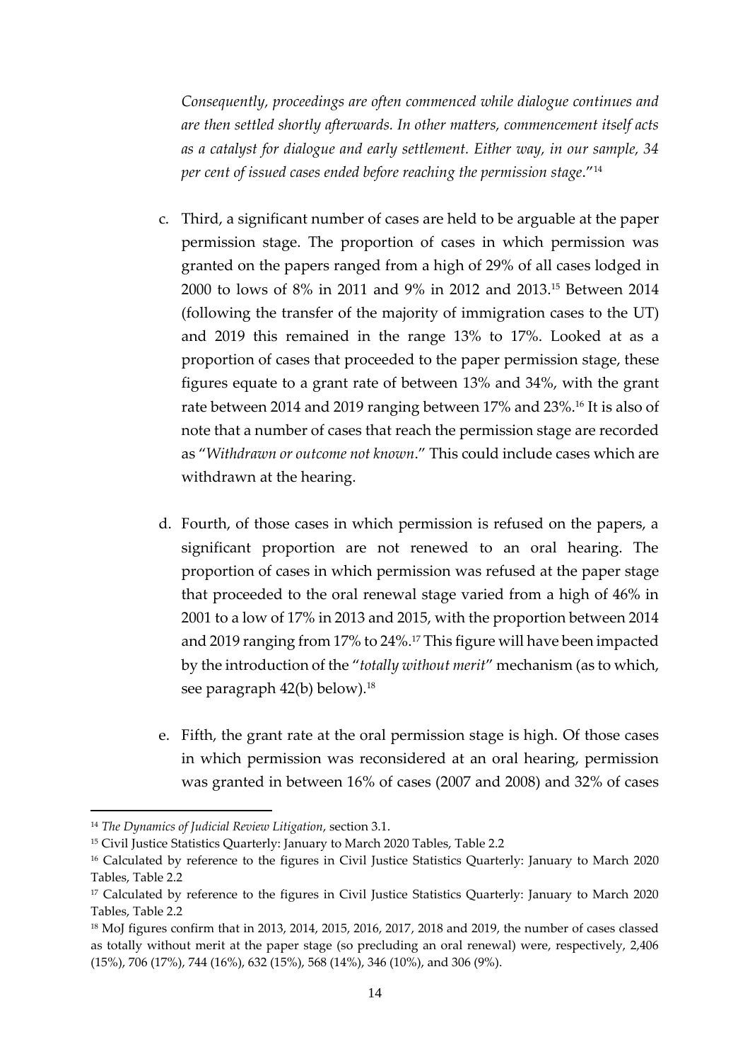*Consequently, proceedings are often commenced while dialogue continues and are then settled shortly afterwards. In other matters, commencement itself acts as a catalyst for dialogue and early settlement. Either way, in our sample, 34 per cent of issued cases ended before reaching the permission stage*."[14]

c. Third, a significant number of cases are held to be arguable at the paper permission stage. The proportion of cases in which permission was granted on the papers ranged from a high of 29% of all cases lodged in 2000 to lows of 8% in 2011 and 9% in 2012 and 2013.[15] Between 2014 (following the transfer of the majority of immigration cases to the UT) and 2019 this remained in the range 13% to 17%. Looked at as a proportion of cases that proceeded to the paper permission stage, these figures equate to a grant rate of between 13% and 34%, with the grant rate between 2014 and 2019 ranging between 17% and 23%.[16] It is also of note that a number of cases that reach the permission stage are recorded as "*Withdrawn or outcome not known*." This could include cases which are withdrawn at the hearing.

d. Fourth, of those cases in which permission is refused on the papers, a significant proportion are not renewed to an oral hearing. The proportion of cases in which permission was refused at the paper stage that proceeded to the oral renewal stage varied from a high of 46% in 2001 to a low of 17% in 2013 and 2015, with the proportion between 2014 and 2019 ranging from 17% to 24%.[17] This figure will have been impacted by the introduction of the "*totally without merit*" mechanism (as to which, see paragraph 42(b) below).[18]

e. Fifth, the grant rate at the oral permission stage is high. Of those cases in which permission was reconsidered at an oral hearing, permission was granted in between 16% of cases (2007 and 2008) and 32% of cases

---

[14] *The Dynamics of Judicial Review Litigation*, section 3.1.

[15] Civil Justice Statistics Quarterly: January to March 2020 Tables, Table 2.2

[16] Calculated by reference to the figures in Civil Justice Statistics Quarterly: January to March 2020 Tables, Table 2.2

[17] Calculated by reference to the figures in Civil Justice Statistics Quarterly: January to March 2020 Tables, Table 2.2

[18] MoJ figures confirm that in 2013, 2014, 2015, 2016, 2017, 2018 and 2019, the number of cases classed as totally without merit at the paper stage (so precluding an oral renewal) were, respectively, 2,406 (15%), 706 (17%), 744 (16%), 632 (15%), 568 (14%), 346 (10%), and 306 (9%).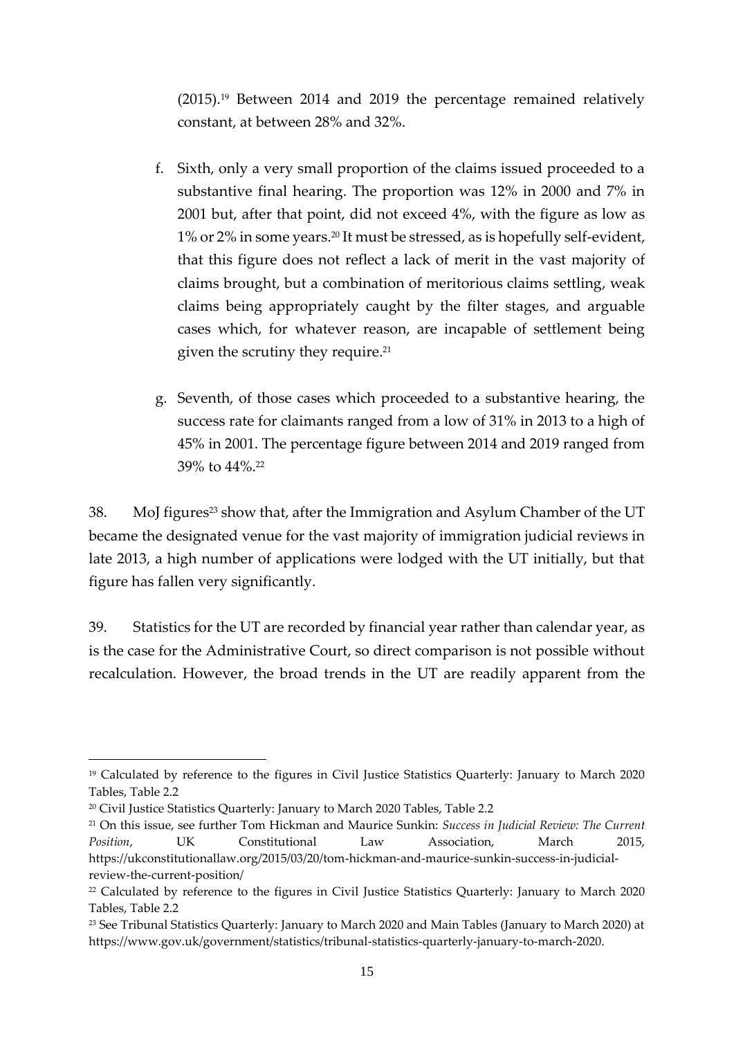(2015).[19] Between 2014 and 2019 the percentage remained relatively constant, at between 28% and 32%.

f. Sixth, only a very small proportion of the claims issued proceeded to a substantive final hearing. The proportion was 12% in 2000 and 7% in 2001 but, after that point, did not exceed 4%, with the figure as low as 1% or 2% in some years.[20] It must be stressed, as is hopefully self-evident, that this figure does not reflect a lack of merit in the vast majority of claims brought, but a combination of meritorious claims settling, weak claims being appropriately caught by the filter stages, and arguable cases which, for whatever reason, are incapable of settlement being given the scrutiny they require.[21]

g. Seventh, of those cases which proceeded to a substantive hearing, the success rate for claimants ranged from a low of 31% in 2013 to a high of 45% in 2001. The percentage figure between 2014 and 2019 ranged from 39% to 44%.[22]

38. MoJ figures[23] show that, after the Immigration and Asylum Chamber of the UT became the designated venue for the vast majority of immigration judicial reviews in late 2013, a high number of applications were lodged with the UT initially, but that figure has fallen very significantly.

39. Statistics for the UT are recorded by financial year rather than calendar year, as is the case for the Administrative Court, so direct comparison is not possible without recalculation. However, the broad trends in the UT are readily apparent from the

---

[19] Calculated by reference to the figures in Civil Justice Statistics Quarterly: January to March 2020 Tables, Table 2.2

[20] Civil Justice Statistics Quarterly: January to March 2020 Tables, Table 2.2

[21] On this issue, see further Tom Hickman and Maurice Sunkin: *Success in Judicial Review: The Current Position*, UK Constitutional Law Association, March 2015, https://ukconstitutionallaw.org/2015/03/20/tom-hickman-and-maurice-sunkin-success-in-judicial-review-the-current-position/

[22] Calculated by reference to the figures in Civil Justice Statistics Quarterly: January to March 2020 Tables, Table 2.2

[23] See Tribunal Statistics Quarterly: January to March 2020 and Main Tables (January to March 2020) at https://www.gov.uk/government/statistics/tribunal-statistics-quarterly-january-to-march-2020.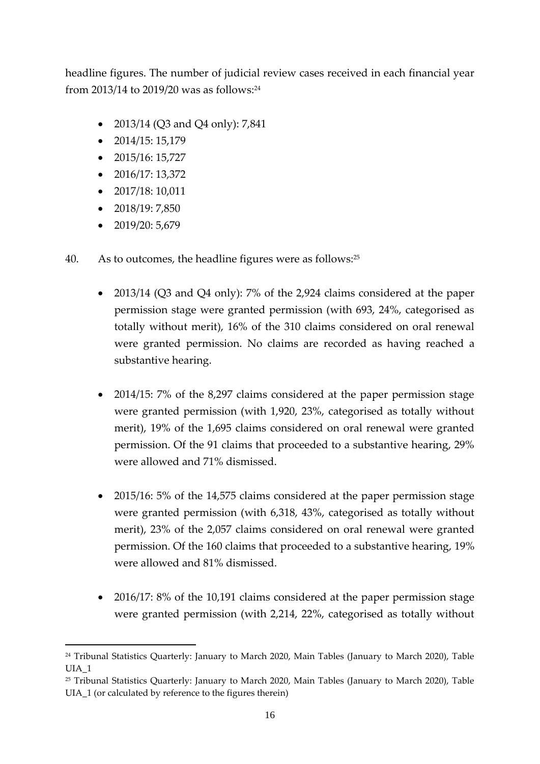headline figures. The number of judicial review cases received in each financial year from 2013/14 to 2019/20 was as follows:[24]

- 2013/14 (Q3 and Q4 only): 7,841
- 2014/15: 15,179
- 2015/16: 15,727
- 2016/17: 13,372
- 2017/18: 10,011
- 2018/19: 7,850
- 2019/20: 5,679

40. As to outcomes, the headline figures were as follows:[25]

- 2013/14 (Q3 and Q4 only): 7% of the 2,924 claims considered at the paper permission stage were granted permission (with 693, 24%, categorised as totally without merit), 16% of the 310 claims considered on oral renewal were granted permission. No claims are recorded as having reached a substantive hearing.

- 2014/15: 7% of the 8,297 claims considered at the paper permission stage were granted permission (with 1,920, 23%, categorised as totally without merit), 19% of the 1,695 claims considered on oral renewal were granted permission. Of the 91 claims that proceeded to a substantive hearing, 29% were allowed and 71% dismissed.

- 2015/16: 5% of the 14,575 claims considered at the paper permission stage were granted permission (with 6,318, 43%, categorised as totally without merit), 23% of the 2,057 claims considered on oral renewal were granted permission. Of the 160 claims that proceeded to a substantive hearing, 19% were allowed and 81% dismissed.

- 2016/17: 8% of the 10,191 claims considered at the paper permission stage were granted permission (with 2,214, 22%, categorised as totally without

---

[24] Tribunal Statistics Quarterly: January to March 2020, Main Tables (January to March 2020), Table UIA_1

[25] Tribunal Statistics Quarterly: January to March 2020, Main Tables (January to March 2020), Table UIA_1 (or calculated by reference to the figures therein)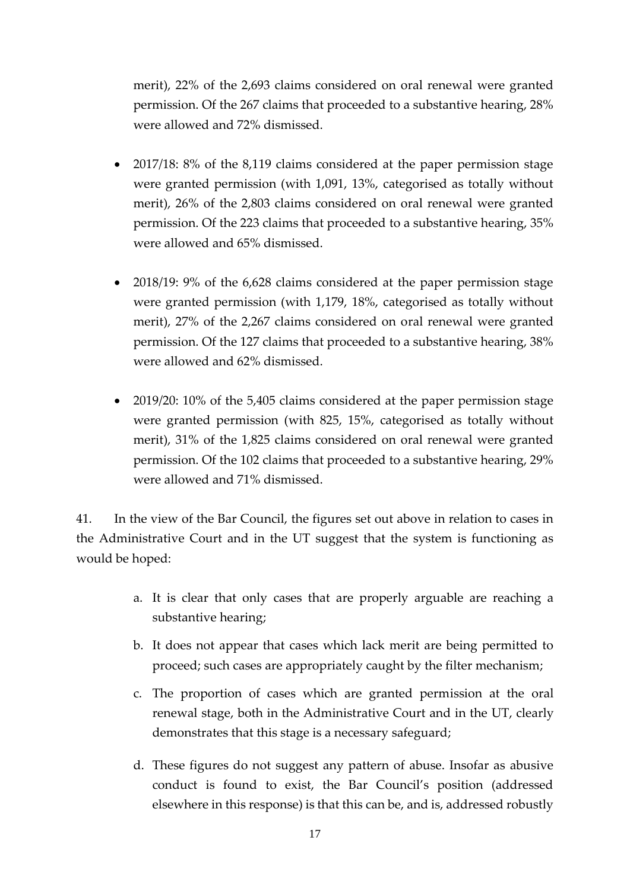merit), 22% of the 2,693 claims considered on oral renewal were granted permission. Of the 267 claims that proceeded to a substantive hearing, 28% were allowed and 72% dismissed.

- 2017/18: 8% of the 8,119 claims considered at the paper permission stage were granted permission (with 1,091, 13%, categorised as totally without merit), 26% of the 2,803 claims considered on oral renewal were granted permission. Of the 223 claims that proceeded to a substantive hearing, 35% were allowed and 65% dismissed.

- 2018/19: 9% of the 6,628 claims considered at the paper permission stage were granted permission (with 1,179, 18%, categorised as totally without merit), 27% of the 2,267 claims considered on oral renewal were granted permission. Of the 127 claims that proceeded to a substantive hearing, 38% were allowed and 62% dismissed.

- 2019/20: 10% of the 5,405 claims considered at the paper permission stage were granted permission (with 825, 15%, categorised as totally without merit), 31% of the 1,825 claims considered on oral renewal were granted permission. Of the 102 claims that proceeded to a substantive hearing, 29% were allowed and 71% dismissed.

41. In the view of the Bar Council, the figures set out above in relation to cases in the Administrative Court and in the UT suggest that the system is functioning as would be hoped:

a. It is clear that only cases that are properly arguable are reaching a substantive hearing;

b. It does not appear that cases which lack merit are being permitted to proceed; such cases are appropriately caught by the filter mechanism;

c. The proportion of cases which are granted permission at the oral renewal stage, both in the Administrative Court and in the UT, clearly demonstrates that this stage is a necessary safeguard;

d. These figures do not suggest any pattern of abuse. Insofar as abusive conduct is found to exist, the Bar Council's position (addressed elsewhere in this response) is that this can be, and is, addressed robustly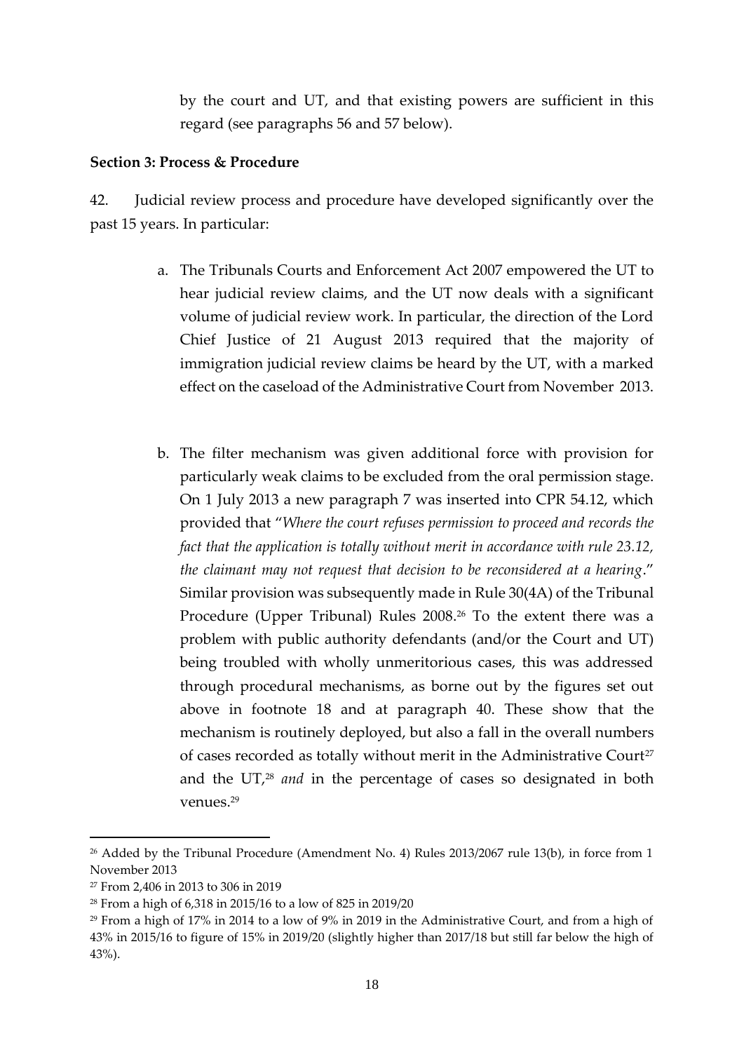by the court and UT, and that existing powers are sufficient in this regard (see paragraphs 56 and 57 below).

**Section 3: Process & Procedure**

42. Judicial review process and procedure have developed significantly over the past 15 years. In particular:

a. The Tribunals Courts and Enforcement Act 2007 empowered the UT to hear judicial review claims, and the UT now deals with a significant volume of judicial review work. In particular, the direction of the Lord Chief Justice of 21 August 2013 required that the majority of immigration judicial review claims be heard by the UT, with a marked effect on the caseload of the Administrative Court from November 2013.

b. The filter mechanism was given additional force with provision for particularly weak claims to be excluded from the oral permission stage. On 1 July 2013 a new paragraph 7 was inserted into CPR 54.12, which provided that "*Where the court refuses permission to proceed and records the fact that the application is totally without merit in accordance with rule 23.12, the claimant may not request that decision to be reconsidered at a hearing*." Similar provision was subsequently made in Rule 30(4A) of the Tribunal Procedure (Upper Tribunal) Rules 2008.[26] To the extent there was a problem with public authority defendants (and/or the Court and UT) being troubled with wholly unmeritorious cases, this was addressed through procedural mechanisms, as borne out by the figures set out above in footnote 18 and at paragraph 40. These show that the mechanism is routinely deployed, but also a fall in the overall numbers of cases recorded as totally without merit in the Administrative Court[27] and the UT,[28] *and* in the percentage of cases so designated in both venues.[29]

---

[26] Added by the Tribunal Procedure (Amendment No. 4) Rules 2013/2067 rule 13(b), in force from 1 November 2013

[27] From 2,406 in 2013 to 306 in 2019

[28] From a high of 6,318 in 2015/16 to a low of 825 in 2019/20

[29] From a high of 17% in 2014 to a low of 9% in 2019 in the Administrative Court, and from a high of 43% in 2015/16 to figure of 15% in 2019/20 (slightly higher than 2017/18 but still far below the high of 43%).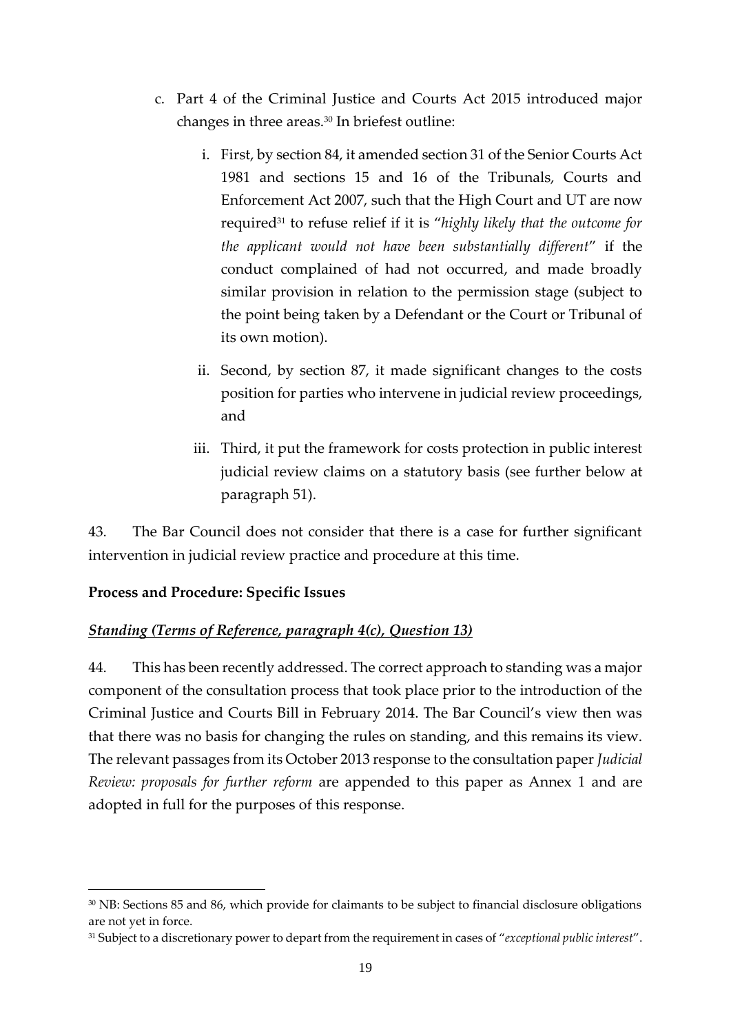c. Part 4 of the Criminal Justice and Courts Act 2015 introduced major changes in three areas.[30] In briefest outline:

   i. First, by section 84, it amended section 31 of the Senior Courts Act 1981 and sections 15 and 16 of the Tribunals, Courts and Enforcement Act 2007, such that the High Court and UT are now required[31] to refuse relief if it is "*highly likely that the outcome for the applicant would not have been substantially different*" if the conduct complained of had not occurred, and made broadly similar provision in relation to the permission stage (subject to the point being taken by a Defendant or the Court or Tribunal of its own motion).

   ii. Second, by section 87, it made significant changes to the costs position for parties who intervene in judicial review proceedings, and

   iii. Third, it put the framework for costs protection in public interest judicial review claims on a statutory basis (see further below at paragraph 51).

43. The Bar Council does not consider that there is a case for further significant intervention in judicial review practice and procedure at this time.

**Process and Procedure: Specific Issues**

***<u>Standing (Terms of Reference, paragraph 4(c), Question 13)</u>***

44. This has been recently addressed. The correct approach to standing was a major component of the consultation process that took place prior to the introduction of the Criminal Justice and Courts Bill in February 2014. The Bar Council's view then was that there was no basis for changing the rules on standing, and this remains its view. The relevant passages from its October 2013 response to the consultation paper *Judicial Review: proposals for further reform* are appended to this paper as Annex 1 and are adopted in full for the purposes of this response.

---

[30] NB: Sections 85 and 86, which provide for claimants to be subject to financial disclosure obligations are not yet in force.

[31] Subject to a discretionary power to depart from the requirement in cases of "*exceptional public interest*".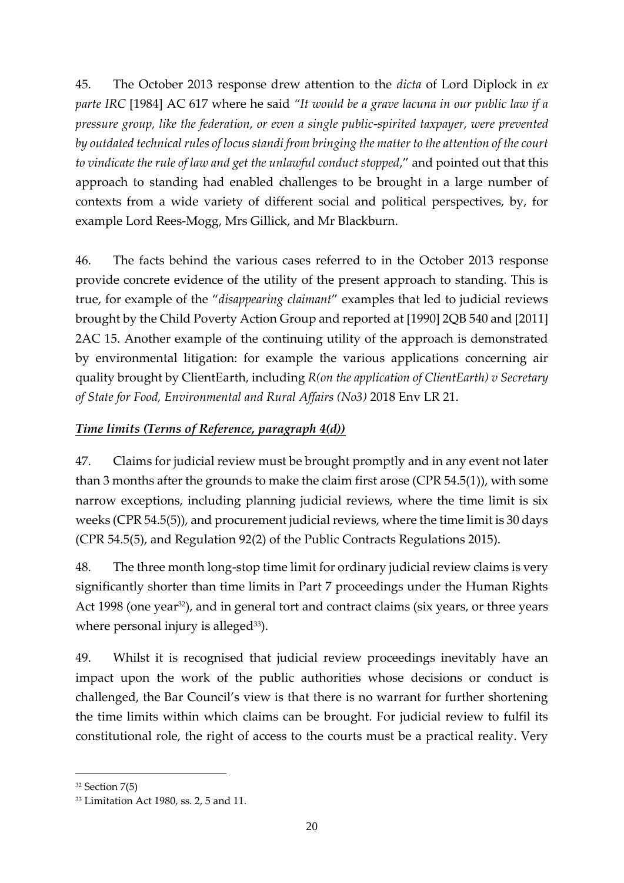45. The October 2013 response drew attention to the *dicta* of Lord Diplock in *ex parte IRC* [1984] AC 617 where he said *"It would be a grave lacuna in our public law if a pressure group, like the federation, or even a single public-spirited taxpayer, were prevented by outdated technical rules of locus standi from bringing the matter to the attention of the court to vindicate the rule of law and get the unlawful conduct stopped*," and pointed out that this approach to standing had enabled challenges to be brought in a large number of contexts from a wide variety of different social and political perspectives, by, for example Lord Rees-Mogg, Mrs Gillick, and Mr Blackburn.

46. The facts behind the various cases referred to in the October 2013 response provide concrete evidence of the utility of the present approach to standing. This is true, for example of the "*disappearing claimant*" examples that led to judicial reviews brought by the Child Poverty Action Group and reported at [1990] 2QB 540 and [2011] 2AC 15. Another example of the continuing utility of the approach is demonstrated by environmental litigation: for example the various applications concerning air quality brought by ClientEarth, including *R(on the application of ClientEarth) v Secretary of State for Food, Environmental and Rural Affairs (No3)* 2018 Env LR 21.

***Time limits (Terms of Reference, paragraph 4(d))***

47. Claims for judicial review must be brought promptly and in any event not later than 3 months after the grounds to make the claim first arose (CPR 54.5(1)), with some narrow exceptions, including planning judicial reviews, where the time limit is six weeks (CPR 54.5(5)), and procurement judicial reviews, where the time limit is 30 days (CPR 54.5(5), and Regulation 92(2) of the Public Contracts Regulations 2015).

48. The three month long-stop time limit for ordinary judicial review claims is very significantly shorter than time limits in Part 7 proceedings under the Human Rights Act 1998 (one year[32]), and in general tort and contract claims (six years, or three years where personal injury is alleged[33]).

49. Whilst it is recognised that judicial review proceedings inevitably have an impact upon the work of the public authorities whose decisions or conduct is challenged, the Bar Council's view is that there is no warrant for further shortening the time limits within which claims can be brought. For judicial review to fulfil its constitutional role, the right of access to the courts must be a practical reality. Very

[32] Section 7(5)

[33] Limitation Act 1980, ss. 2, 5 and 11.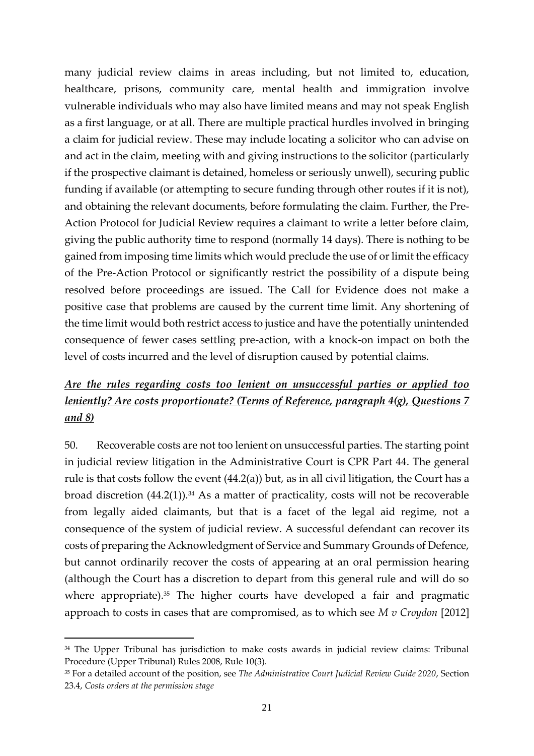many judicial review claims in areas including, but not limited to, education, healthcare, prisons, community care, mental health and immigration involve vulnerable individuals who may also have limited means and may not speak English as a first language, or at all. There are multiple practical hurdles involved in bringing a claim for judicial review. These may include locating a solicitor who can advise on and act in the claim, meeting with and giving instructions to the solicitor (particularly if the prospective claimant is detained, homeless or seriously unwell), securing public funding if available (or attempting to secure funding through other routes if it is not), and obtaining the relevant documents, before formulating the claim. Further, the Pre-Action Protocol for Judicial Review requires a claimant to write a letter before claim, giving the public authority time to respond (normally 14 days). There is nothing to be gained from imposing time limits which would preclude the use of or limit the efficacy of the Pre-Action Protocol or significantly restrict the possibility of a dispute being resolved before proceedings are issued. The Call for Evidence does not make a positive case that problems are caused by the current time limit. Any shortening of the time limit would both restrict access to justice and have the potentially unintended consequence of fewer cases settling pre-action, with a knock-on impact on both the level of costs incurred and the level of disruption caused by potential claims.

### ***Are the rules regarding costs too lenient on unsuccessful parties or applied too leniently? Are costs proportionate? (Terms of Reference, paragraph 4(g), Questions 7 and 8)***

50. Recoverable costs are not too lenient on unsuccessful parties. The starting point in judicial review litigation in the Administrative Court is CPR Part 44. The general rule is that costs follow the event (44.2(a)) but, as in all civil litigation, the Court has a broad discretion (44.2(1)).[34] As a matter of practicality, costs will not be recoverable from legally aided claimants, but that is a facet of the legal aid regime, not a consequence of the system of judicial review. A successful defendant can recover its costs of preparing the Acknowledgment of Service and Summary Grounds of Defence, but cannot ordinarily recover the costs of appearing at an oral permission hearing (although the Court has a discretion to depart from this general rule and will do so where appropriate).[35] The higher courts have developed a fair and pragmatic approach to costs in cases that are compromised, as to which see *M v Croydon* [2012]

---

[34] The Upper Tribunal has jurisdiction to make costs awards in judicial review claims: Tribunal Procedure (Upper Tribunal) Rules 2008, Rule 10(3).

[35] For a detailed account of the position, see *The Administrative Court Judicial Review Guide 2020*, Section 23.4, *Costs orders at the permission stage*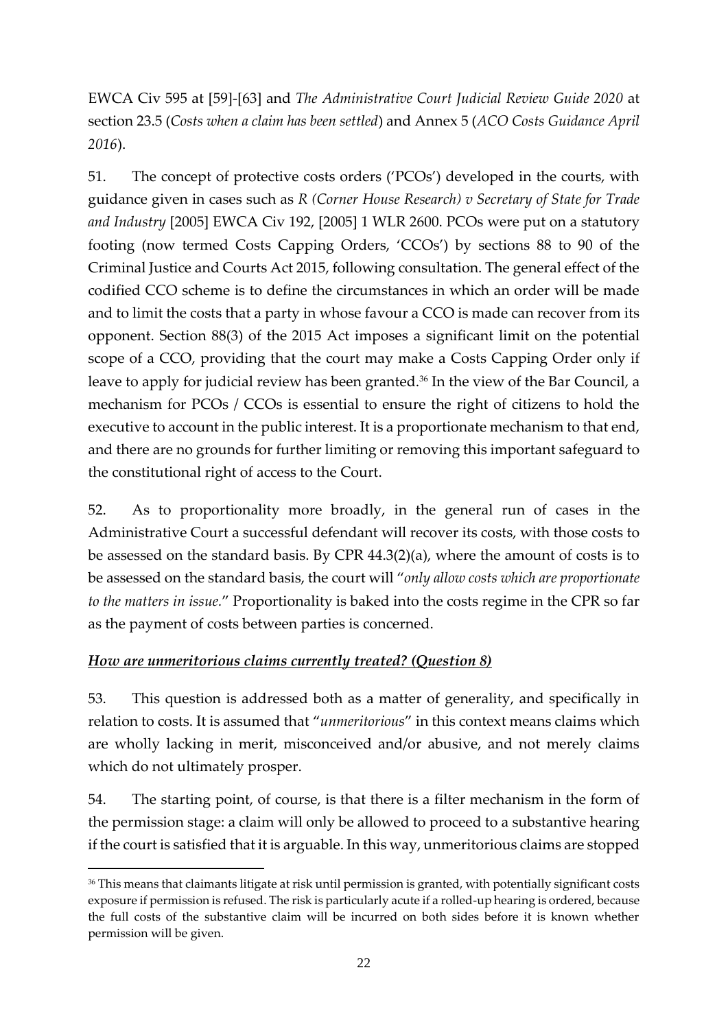EWCA Civ 595 at [59]-[63] and *The Administrative Court Judicial Review Guide 2020* at section 23.5 (*Costs when a claim has been settled*) and Annex 5 (*ACO Costs Guidance April 2016*).

51. The concept of protective costs orders ('PCOs') developed in the courts, with guidance given in cases such as *R (Corner House Research) v Secretary of State for Trade and Industry* [2005] EWCA Civ 192, [2005] 1 WLR 2600. PCOs were put on a statutory footing (now termed Costs Capping Orders, 'CCOs') by sections 88 to 90 of the Criminal Justice and Courts Act 2015, following consultation. The general effect of the codified CCO scheme is to define the circumstances in which an order will be made and to limit the costs that a party in whose favour a CCO is made can recover from its opponent. Section 88(3) of the 2015 Act imposes a significant limit on the potential scope of a CCO, providing that the court may make a Costs Capping Order only if leave to apply for judicial review has been granted.[36] In the view of the Bar Council, a mechanism for PCOs / CCOs is essential to ensure the right of citizens to hold the executive to account in the public interest. It is a proportionate mechanism to that end, and there are no grounds for further limiting or removing this important safeguard to the constitutional right of access to the Court.

52. As to proportionality more broadly, in the general run of cases in the Administrative Court a successful defendant will recover its costs, with those costs to be assessed on the standard basis. By CPR 44.3(2)(a), where the amount of costs is to be assessed on the standard basis, the court will "*only allow costs which are proportionate to the matters in issue.*" Proportionality is baked into the costs regime in the CPR so far as the payment of costs between parties is concerned.

### ***How are unmeritorious claims currently treated? (Question 8)***

53. This question is addressed both as a matter of generality, and specifically in relation to costs. It is assumed that "*unmeritorious*" in this context means claims which are wholly lacking in merit, misconceived and/or abusive, and not merely claims which do not ultimately prosper.

54. The starting point, of course, is that there is a filter mechanism in the form of the permission stage: a claim will only be allowed to proceed to a substantive hearing if the court is satisfied that it is arguable. In this way, unmeritorious claims are stopped

---

[36] This means that claimants litigate at risk until permission is granted, with potentially significant costs exposure if permission is refused. The risk is particularly acute if a rolled-up hearing is ordered, because the full costs of the substantive claim will be incurred on both sides before it is known whether permission will be given.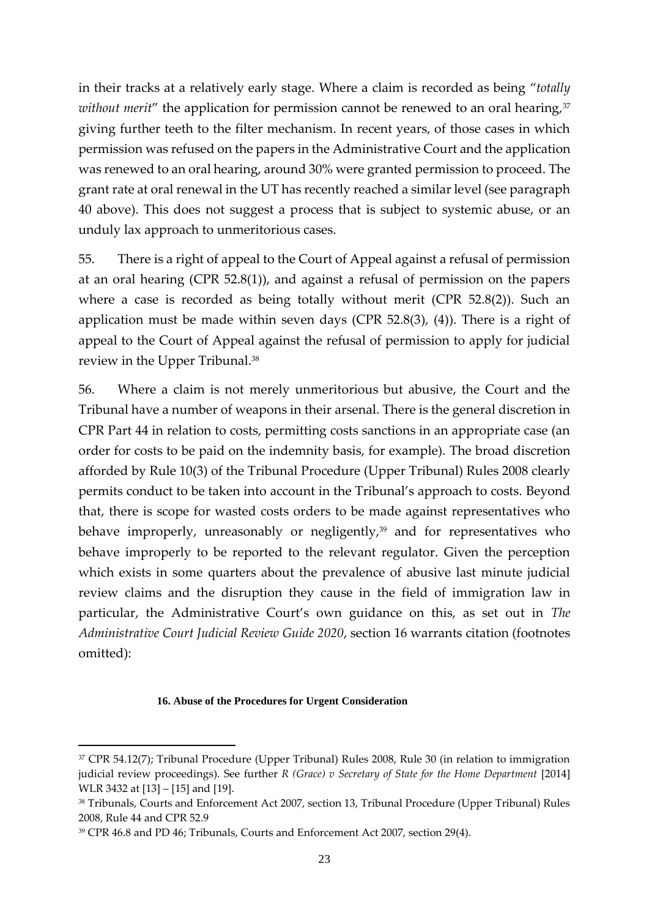in their tracks at a relatively early stage. Where a claim is recorded as being "*totally without merit*" the application for permission cannot be renewed to an oral hearing,[37] giving further teeth to the filter mechanism. In recent years, of those cases in which permission was refused on the papers in the Administrative Court and the application was renewed to an oral hearing, around 30% were granted permission to proceed. The grant rate at oral renewal in the UT has recently reached a similar level (see paragraph 40 above). This does not suggest a process that is subject to systemic abuse, or an unduly lax approach to unmeritorious cases.

55. There is a right of appeal to the Court of Appeal against a refusal of permission at an oral hearing (CPR 52.8(1)), and against a refusal of permission on the papers where a case is recorded as being totally without merit (CPR 52.8(2)). Such an application must be made within seven days (CPR 52.8(3), (4)). There is a right of appeal to the Court of Appeal against the refusal of permission to apply for judicial review in the Upper Tribunal.[38]

56. Where a claim is not merely unmeritorious but abusive, the Court and the Tribunal have a number of weapons in their arsenal. There is the general discretion in CPR Part 44 in relation to costs, permitting costs sanctions in an appropriate case (an order for costs to be paid on the indemnity basis, for example). The broad discretion afforded by Rule 10(3) of the Tribunal Procedure (Upper Tribunal) Rules 2008 clearly permits conduct to be taken into account in the Tribunal's approach to costs. Beyond that, there is scope for wasted costs orders to be made against representatives who behave improperly, unreasonably or negligently,[39] and for representatives who behave improperly to be reported to the relevant regulator. Given the perception which exists in some quarters about the prevalence of abusive last minute judicial review claims and the disruption they cause in the field of immigration law in particular, the Administrative Court's own guidance on this, as set out in *The Administrative Court Judicial Review Guide 2020*, section 16 warrants citation (footnotes omitted):

**16. Abuse of the Procedures for Urgent Consideration**

---

[37] CPR 54.12(7); Tribunal Procedure (Upper Tribunal) Rules 2008, Rule 30 (in relation to immigration judicial review proceedings). See further *R (Grace) v Secretary of State for the Home Department* [2014] WLR 3432 at [13] – [15] and [19].

[38] Tribunals, Courts and Enforcement Act 2007, section 13, Tribunal Procedure (Upper Tribunal) Rules 2008, Rule 44 and CPR 52.9

[39] CPR 46.8 and PD 46; Tribunals, Courts and Enforcement Act 2007, section 29(4).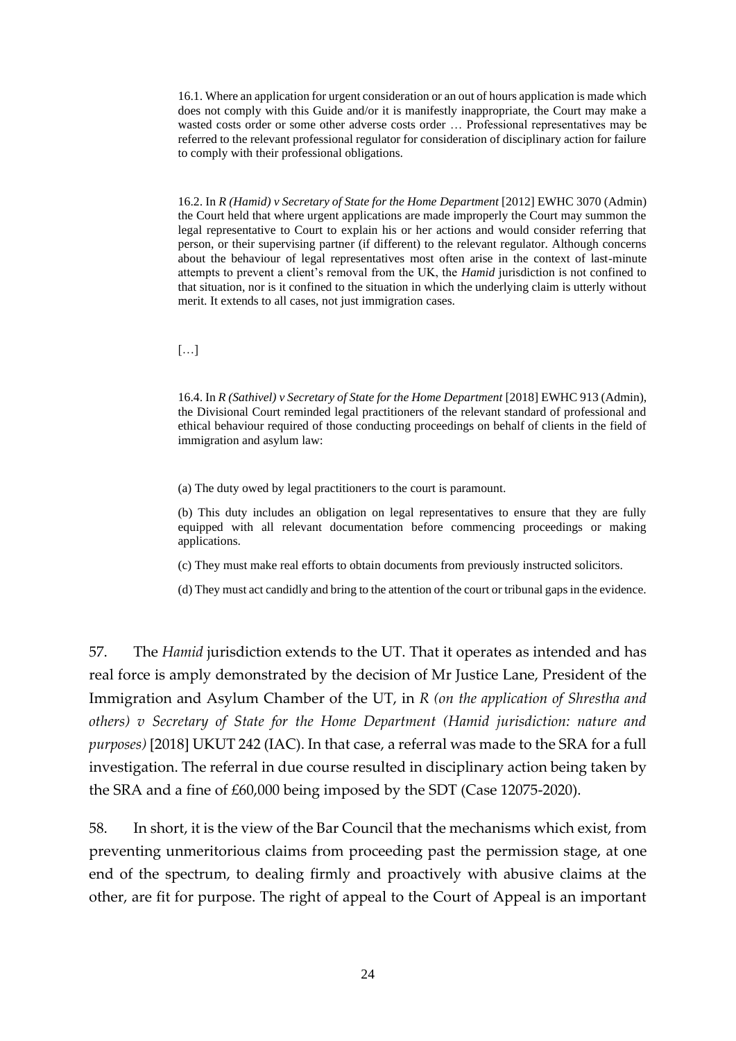> 16.1. Where an application for urgent consideration or an out of hours application is made which does not comply with this Guide and/or it is manifestly inappropriate, the Court may make a wasted costs order or some other adverse costs order … Professional representatives may be referred to the relevant professional regulator for consideration of disciplinary action for failure to comply with their professional obligations.
>
> 16.2. In *R (Hamid) v Secretary of State for the Home Department* [2012] EWHC 3070 (Admin) the Court held that where urgent applications are made improperly the Court may summon the legal representative to Court to explain his or her actions and would consider referring that person, or their supervising partner (if different) to the relevant regulator. Although concerns about the behaviour of legal representatives most often arise in the context of last-minute attempts to prevent a client's removal from the UK, the *Hamid* jurisdiction is not confined to that situation, nor is it confined to the situation in which the underlying claim is utterly without merit. It extends to all cases, not just immigration cases.
>
> […]
>
> 16.4. In *R (Sathivel) v Secretary of State for the Home Department* [2018] EWHC 913 (Admin), the Divisional Court reminded legal practitioners of the relevant standard of professional and ethical behaviour required of those conducting proceedings on behalf of clients in the field of immigration and asylum law:
>
> (a) The duty owed by legal practitioners to the court is paramount.
>
> (b) This duty includes an obligation on legal representatives to ensure that they are fully equipped with all relevant documentation before commencing proceedings or making applications.
>
> (c) They must make real efforts to obtain documents from previously instructed solicitors.
>
> (d) They must act candidly and bring to the attention of the court or tribunal gaps in the evidence.

57. The *Hamid* jurisdiction extends to the UT. That it operates as intended and has real force is amply demonstrated by the decision of Mr Justice Lane, President of the Immigration and Asylum Chamber of the UT, in *R (on the application of Shrestha and others) v Secretary of State for the Home Department (Hamid jurisdiction: nature and purposes)* [2018] UKUT 242 (IAC). In that case, a referral was made to the SRA for a full investigation. The referral in due course resulted in disciplinary action being taken by the SRA and a fine of £60,000 being imposed by the SDT (Case 12075-2020).

58. In short, it is the view of the Bar Council that the mechanisms which exist, from preventing unmeritorious claims from proceeding past the permission stage, at one end of the spectrum, to dealing firmly and proactively with abusive claims at the other, are fit for purpose. The right of appeal to the Court of Appeal is an important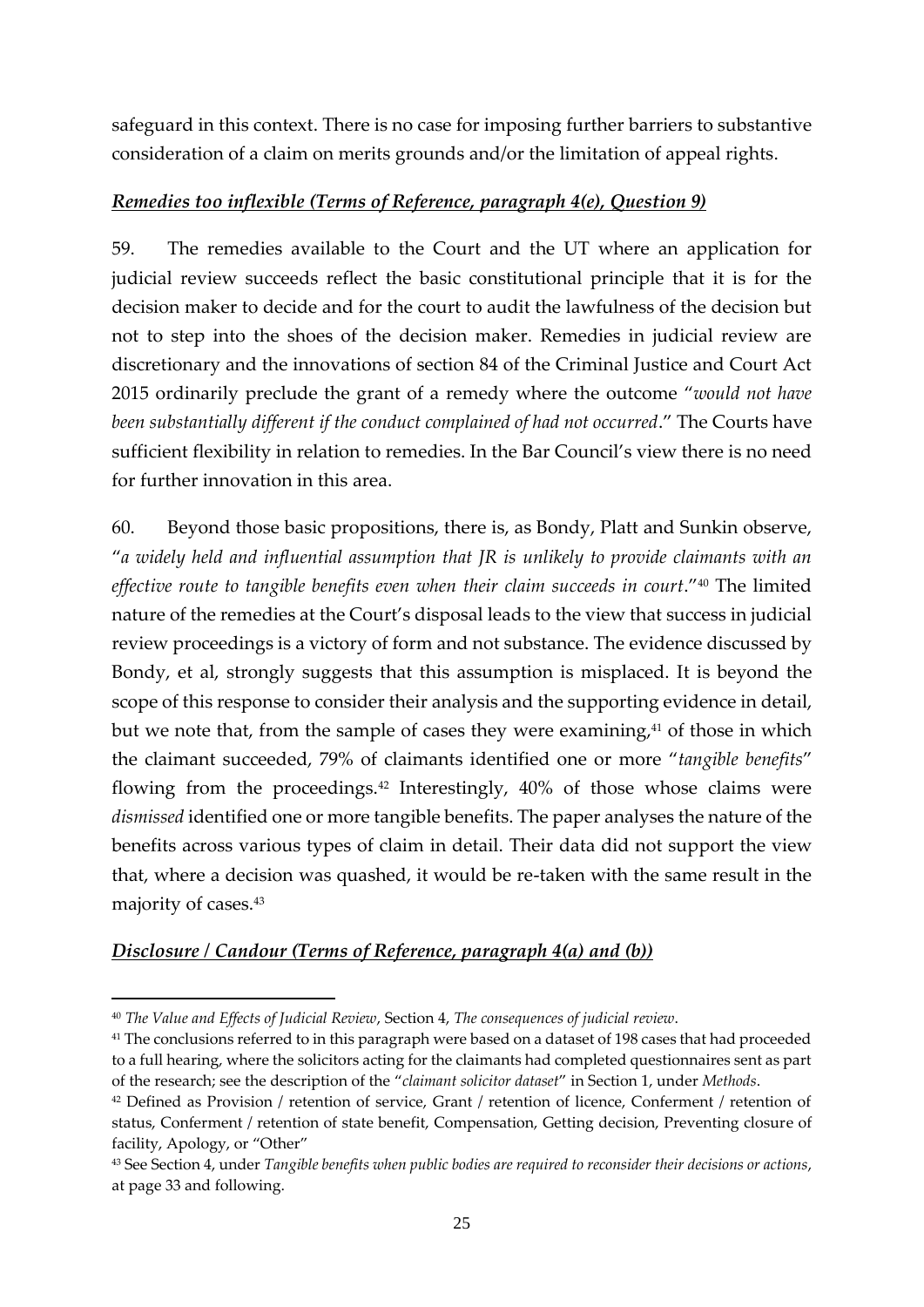safeguard in this context. There is no case for imposing further barriers to substantive consideration of a claim on merits grounds and/or the limitation of appeal rights.

***Remedies too inflexible (Terms of Reference, paragraph 4(e), Question 9)***

59. The remedies available to the Court and the UT where an application for judicial review succeeds reflect the basic constitutional principle that it is for the decision maker to decide and for the court to audit the lawfulness of the decision but not to step into the shoes of the decision maker. Remedies in judicial review are discretionary and the innovations of section 84 of the Criminal Justice and Court Act 2015 ordinarily preclude the grant of a remedy where the outcome "*would not have been substantially different if the conduct complained of had not occurred*." The Courts have sufficient flexibility in relation to remedies. In the Bar Council's view there is no need for further innovation in this area.

60. Beyond those basic propositions, there is, as Bondy, Platt and Sunkin observe, "*a widely held and influential assumption that JR is unlikely to provide claimants with an effective route to tangible benefits even when their claim succeeds in court*."[40] The limited nature of the remedies at the Court's disposal leads to the view that success in judicial review proceedings is a victory of form and not substance. The evidence discussed by Bondy, et al, strongly suggests that this assumption is misplaced. It is beyond the scope of this response to consider their analysis and the supporting evidence in detail, but we note that, from the sample of cases they were examining,[41] of those in which the claimant succeeded, 79% of claimants identified one or more "*tangible benefits*" flowing from the proceedings.[42] Interestingly, 40% of those whose claims were *dismissed* identified one or more tangible benefits. The paper analyses the nature of the benefits across various types of claim in detail. Their data did not support the view that, where a decision was quashed, it would be re-taken with the same result in the majority of cases.[43]

***Disclosure / Candour (Terms of Reference, paragraph 4(a) and (b))***

---

[40] *The Value and Effects of Judicial Review*, Section 4, *The consequences of judicial review*.

[41] The conclusions referred to in this paragraph were based on a dataset of 198 cases that had proceeded to a full hearing, where the solicitors acting for the claimants had completed questionnaires sent as part of the research; see the description of the "*claimant solicitor dataset*" in Section 1, under *Methods*.

[42] Defined as Provision / retention of service, Grant / retention of licence, Conferment / retention of status, Conferment / retention of state benefit, Compensation, Getting decision, Preventing closure of facility, Apology, or "Other"

[43] See Section 4, under *Tangible benefits when public bodies are required to reconsider their decisions or actions*, at page 33 and following.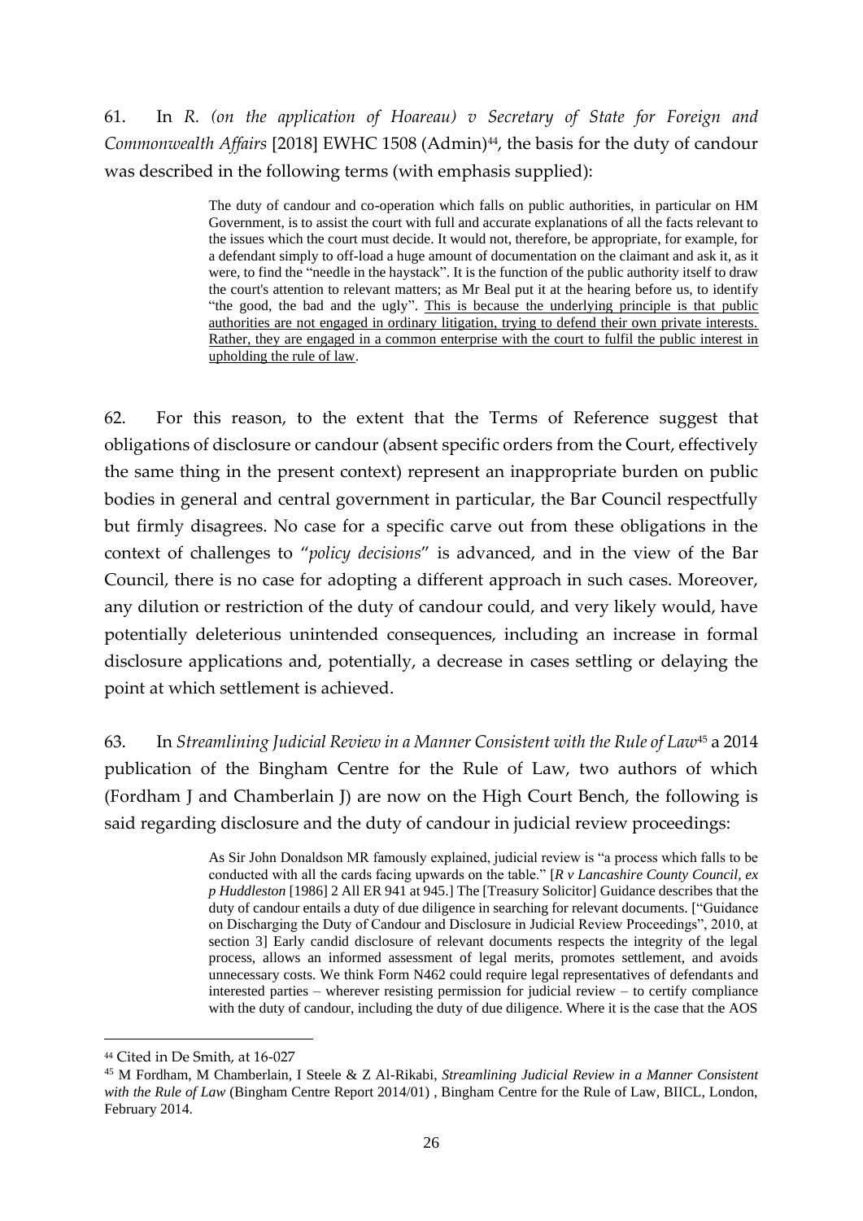61. In *R. (on the application of Hoareau) v Secretary of State for Foreign and Commonwealth Affairs* [2018] EWHC 1508 (Admin)[44], the basis for the duty of candour was described in the following terms (with emphasis supplied):

> The duty of candour and co-operation which falls on public authorities, in particular on HM Government, is to assist the court with full and accurate explanations of all the facts relevant to the issues which the court must decide. It would not, therefore, be appropriate, for example, for a defendant simply to off-load a huge amount of documentation on the claimant and ask it, as it were, to find the "needle in the haystack". It is the function of the public authority itself to draw the court's attention to relevant matters; as Mr Beal put it at the hearing before us, to identify "the good, the bad and the ugly". <u>This is because the underlying principle is that public authorities are not engaged in ordinary litigation, trying to defend their own private interests. Rather, they are engaged in a common enterprise with the court to fulfil the public interest in upholding the rule of law</u>.

62. For this reason, to the extent that the Terms of Reference suggest that obligations of disclosure or candour (absent specific orders from the Court, effectively the same thing in the present context) represent an inappropriate burden on public bodies in general and central government in particular, the Bar Council respectfully but firmly disagrees. No case for a specific carve out from these obligations in the context of challenges to "*policy decisions*" is advanced, and in the view of the Bar Council, there is no case for adopting a different approach in such cases. Moreover, any dilution or restriction of the duty of candour could, and very likely would, have potentially deleterious unintended consequences, including an increase in formal disclosure applications and, potentially, a decrease in cases settling or delaying the point at which settlement is achieved.

63. In *Streamlining Judicial Review in a Manner Consistent with the Rule of Law*[45] a 2014 publication of the Bingham Centre for the Rule of Law, two authors of which (Fordham J and Chamberlain J) are now on the High Court Bench, the following is said regarding disclosure and the duty of candour in judicial review proceedings:

> As Sir John Donaldson MR famously explained, judicial review is "a process which falls to be conducted with all the cards facing upwards on the table." [*R v Lancashire County Council, ex p Huddleston* [1986] 2 All ER 941 at 945.] The [Treasury Solicitor] Guidance describes that the duty of candour entails a duty of due diligence in searching for relevant documents. ["Guidance on Discharging the Duty of Candour and Disclosure in Judicial Review Proceedings", 2010, at section 3] Early candid disclosure of relevant documents respects the integrity of the legal process, allows an informed assessment of legal merits, promotes settlement, and avoids unnecessary costs. We think Form N462 could require legal representatives of defendants and interested parties – wherever resisting permission for judicial review – to certify compliance with the duty of candour, including the duty of due diligence. Where it is the case that the AOS

---

[44] Cited in De Smith, at 16-027

[45] M Fordham, M Chamberlain, I Steele & Z Al-Rikabi, *Streamlining Judicial Review in a Manner Consistent with the Rule of Law* (Bingham Centre Report 2014/01) , Bingham Centre for the Rule of Law, BIICL, London, February 2014.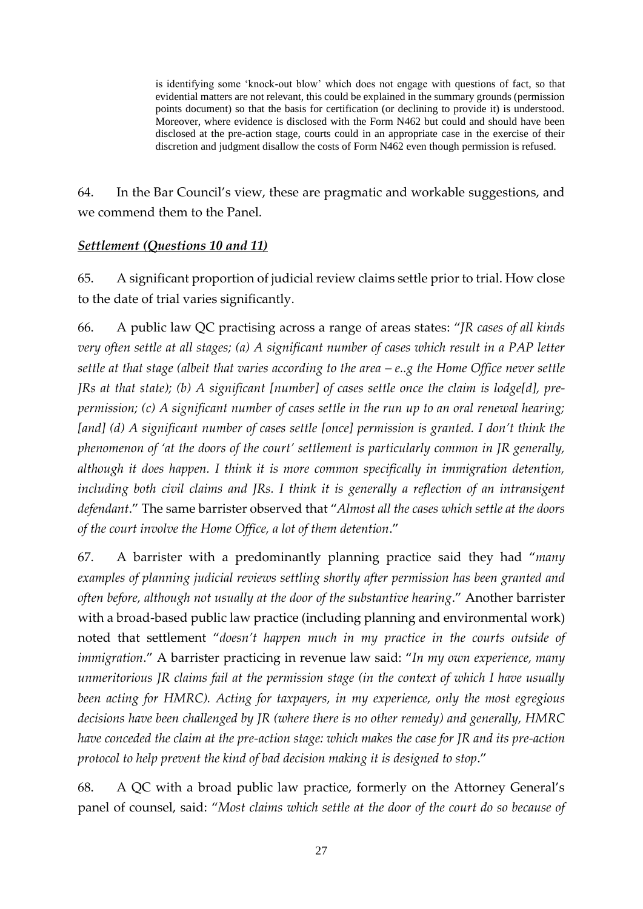> is identifying some 'knock-out blow' which does not engage with questions of fact, so that evidential matters are not relevant, this could be explained in the summary grounds (permission points document) so that the basis for certification (or declining to provide it) is understood. Moreover, where evidence is disclosed with the Form N462 but could and should have been disclosed at the pre-action stage, courts could in an appropriate case in the exercise of their discretion and judgment disallow the costs of Form N462 even though permission is refused.

64. In the Bar Council's view, these are pragmatic and workable suggestions, and we commend them to the Panel.

***Settlement (Questions 10 and 11)***

65. A significant proportion of judicial review claims settle prior to trial. How close to the date of trial varies significantly.

66. A public law QC practising across a range of areas states: "*JR cases of all kinds very often settle at all stages; (a) A significant number of cases which result in a PAP letter settle at that stage (albeit that varies according to the area – e..g the Home Office never settle JRs at that state); (b) A significant [number] of cases settle once the claim is lodge[d], pre-permission; (c) A significant number of cases settle in the run up to an oral renewal hearing; [and] (d) A significant number of cases settle [once] permission is granted. I don't think the phenomenon of 'at the doors of the court' settlement is particularly common in JR generally, although it does happen. I think it is more common specifically in immigration detention, including both civil claims and JRs. I think it is generally a reflection of an intransigent defendant*." The same barrister observed that "*Almost all the cases which settle at the doors of the court involve the Home Office, a lot of them detention*."

67. A barrister with a predominantly planning practice said they had "*many examples of planning judicial reviews settling shortly after permission has been granted and often before, although not usually at the door of the substantive hearing*." Another barrister with a broad-based public law practice (including planning and environmental work) noted that settlement "*doesn't happen much in my practice in the courts outside of immigration*." A barrister practicing in revenue law said: "*In my own experience, many unmeritorious JR claims fail at the permission stage (in the context of which I have usually been acting for HMRC). Acting for taxpayers, in my experience, only the most egregious decisions have been challenged by JR (where there is no other remedy) and generally, HMRC have conceded the claim at the pre-action stage: which makes the case for JR and its pre-action protocol to help prevent the kind of bad decision making it is designed to stop*."

68. A QC with a broad public law practice, formerly on the Attorney General's panel of counsel, said: "*Most claims which settle at the door of the court do so because of*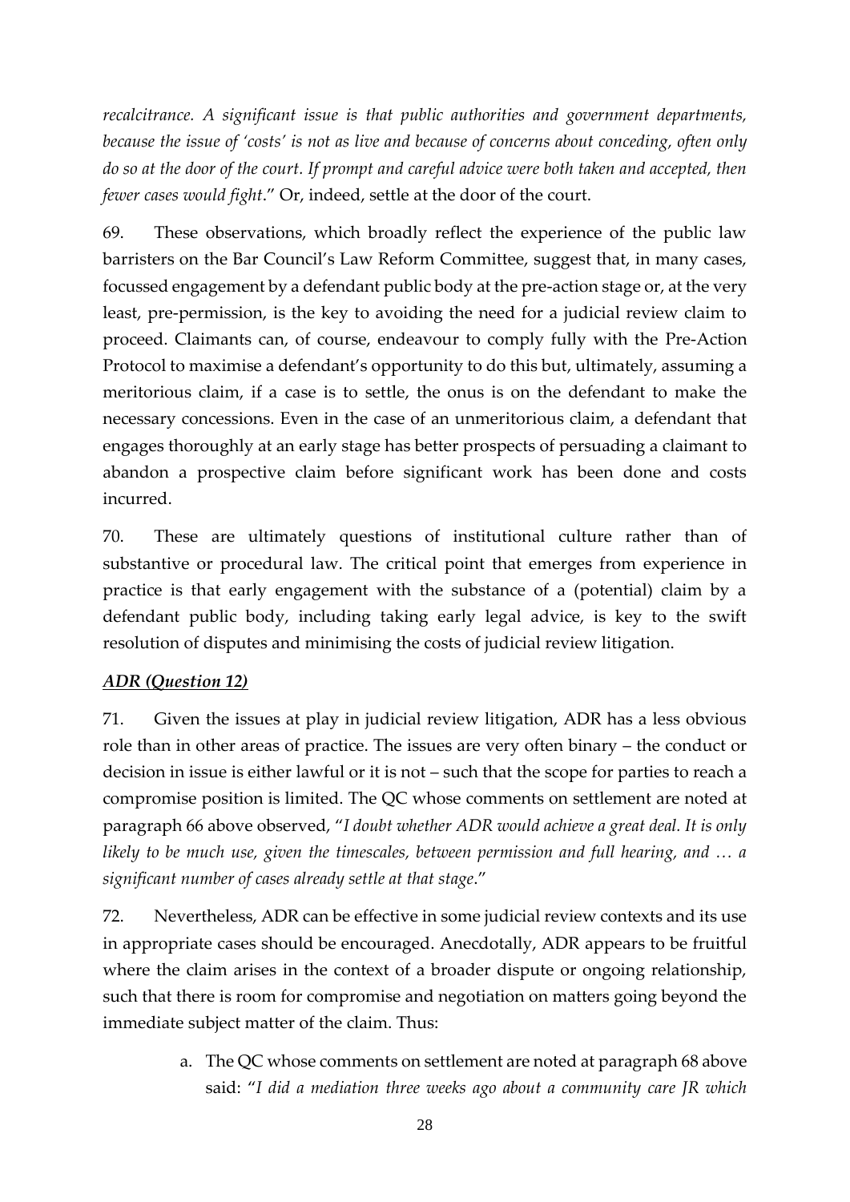*recalcitrance. A significant issue is that public authorities and government departments, because the issue of 'costs' is not as live and because of concerns about conceding, often only do so at the door of the court. If prompt and careful advice were both taken and accepted, then fewer cases would fight*." Or, indeed, settle at the door of the court.

69. These observations, which broadly reflect the experience of the public law barristers on the Bar Council's Law Reform Committee, suggest that, in many cases, focussed engagement by a defendant public body at the pre-action stage or, at the very least, pre-permission, is the key to avoiding the need for a judicial review claim to proceed. Claimants can, of course, endeavour to comply fully with the Pre-Action Protocol to maximise a defendant's opportunity to do this but, ultimately, assuming a meritorious claim, if a case is to settle, the onus is on the defendant to make the necessary concessions. Even in the case of an unmeritorious claim, a defendant that engages thoroughly at an early stage has better prospects of persuading a claimant to abandon a prospective claim before significant work has been done and costs incurred.

70. These are ultimately questions of institutional culture rather than of substantive or procedural law. The critical point that emerges from experience in practice is that early engagement with the substance of a (potential) claim by a defendant public body, including taking early legal advice, is key to the swift resolution of disputes and minimising the costs of judicial review litigation.

***ADR (Question 12)***

71. Given the issues at play in judicial review litigation, ADR has a less obvious role than in other areas of practice. The issues are very often binary – the conduct or decision in issue is either lawful or it is not – such that the scope for parties to reach a compromise position is limited. The QC whose comments on settlement are noted at paragraph 66 above observed, "*I doubt whether ADR would achieve a great deal. It is only likely to be much use, given the timescales, between permission and full hearing, and … a significant number of cases already settle at that stage*."

72. Nevertheless, ADR can be effective in some judicial review contexts and its use in appropriate cases should be encouraged. Anecdotally, ADR appears to be fruitful where the claim arises in the context of a broader dispute or ongoing relationship, such that there is room for compromise and negotiation on matters going beyond the immediate subject matter of the claim. Thus:

a. The QC whose comments on settlement are noted at paragraph 68 above said: "*I did a mediation three weeks ago about a community care JR which*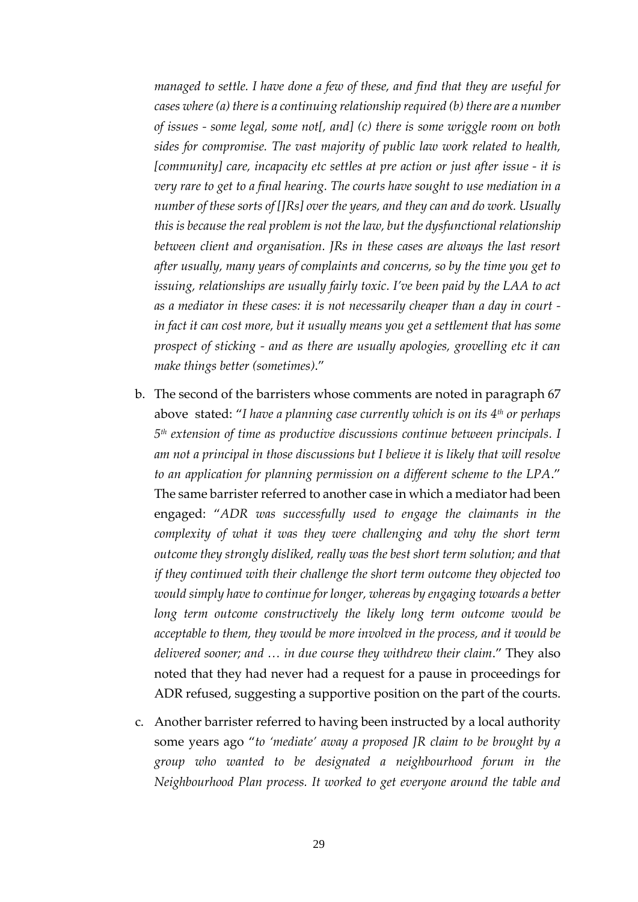*managed to settle. I have done a few of these, and find that they are useful for cases where (a) there is a continuing relationship required (b) there are a number of issues - some legal, some not[, and] (c) there is some wriggle room on both sides for compromise. The vast majority of public law work related to health, [community] care, incapacity etc settles at pre action or just after issue - it is very rare to get to a final hearing. The courts have sought to use mediation in a number of these sorts of [JRs] over the years, and they can and do work. Usually this is because the real problem is not the law, but the dysfunctional relationship between client and organisation. JRs in these cases are always the last resort after usually, many years of complaints and concerns, so by the time you get to issuing, relationships are usually fairly toxic. I've been paid by the LAA to act as a mediator in these cases: it is not necessarily cheaper than a day in court - in fact it can cost more, but it usually means you get a settlement that has some prospect of sticking - and as there are usually apologies, grovelling etc it can make things better (sometimes).*"

b. The second of the barristers whose comments are noted in paragraph 67 above stated: "*I have a planning case currently which is on its 4th or perhaps 5th extension of time as productive discussions continue between principals. I am not a principal in those discussions but I believe it is likely that will resolve to an application for planning permission on a different scheme to the LPA.*" The same barrister referred to another case in which a mediator had been engaged: "*ADR was successfully used to engage the claimants in the complexity of what it was they were challenging and why the short term outcome they strongly disliked, really was the best short term solution; and that if they continued with their challenge the short term outcome they objected too would simply have to continue for longer, whereas by engaging towards a better long term outcome constructively the likely long term outcome would be acceptable to them, they would be more involved in the process, and it would be delivered sooner; and … in due course they withdrew their claim.*" They also noted that they had never had a request for a pause in proceedings for ADR refused, suggesting a supportive position on the part of the courts.

c. Another barrister referred to having been instructed by a local authority some years ago "*to 'mediate' away a proposed JR claim to be brought by a group who wanted to be designated a neighbourhood forum in the Neighbourhood Plan process. It worked to get everyone around the table and*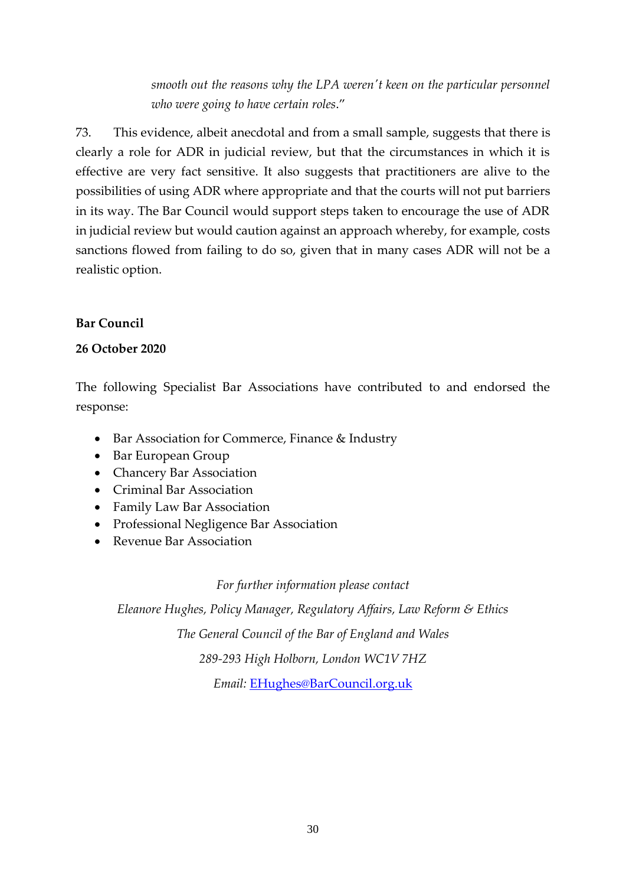> *smooth out the reasons why the LPA weren't keen on the particular personnel who were going to have certain roles*."

73. This evidence, albeit anecdotal and from a small sample, suggests that there is clearly a role for ADR in judicial review, but that the circumstances in which it is effective are very fact sensitive. It also suggests that practitioners are alive to the possibilities of using ADR where appropriate and that the courts will not put barriers in its way. The Bar Council would support steps taken to encourage the use of ADR in judicial review but would caution against an approach whereby, for example, costs sanctions flowed from failing to do so, given that in many cases ADR will not be a realistic option.

**Bar Council**

**26 October 2020**

The following Specialist Bar Associations have contributed to and endorsed the response:

- Bar Association for Commerce, Finance & Industry
- Bar European Group
- Chancery Bar Association
- Criminal Bar Association
- Family Law Bar Association
- Professional Negligence Bar Association
- Revenue Bar Association

*For further information please contact*

*Eleanore Hughes, Policy Manager, Regulatory Affairs, Law Reform & Ethics*

*The General Council of the Bar of England and Wales*

*289-293 High Holborn, London WC1V 7HZ*

*Email:* [EHughes@BarCouncil.org.uk](mailto:EHughes@BarCouncil.org.uk)